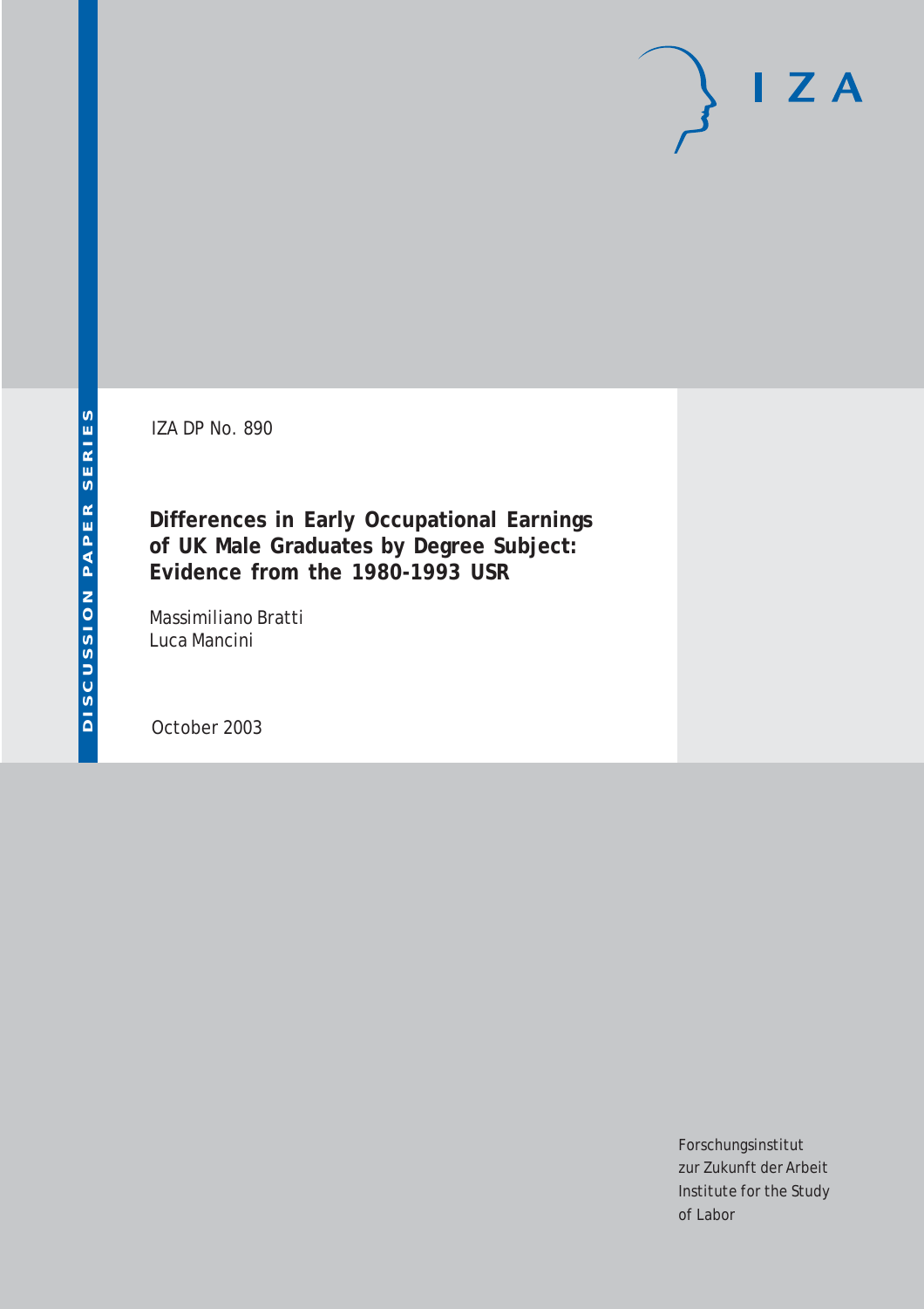IZA

DISCUSSION PAPER SERIES

IZA DP No. 890

# Differences in Early Occupational Earnings of UK Male Graduates by Degree Subject: Evidence from the 1980-1993 USR

Massimiliano Bratti
Luca Mancini

October 2003

Forschungsinstitut
zur Zukunft der Arbeit
Institute for the Study
of Labor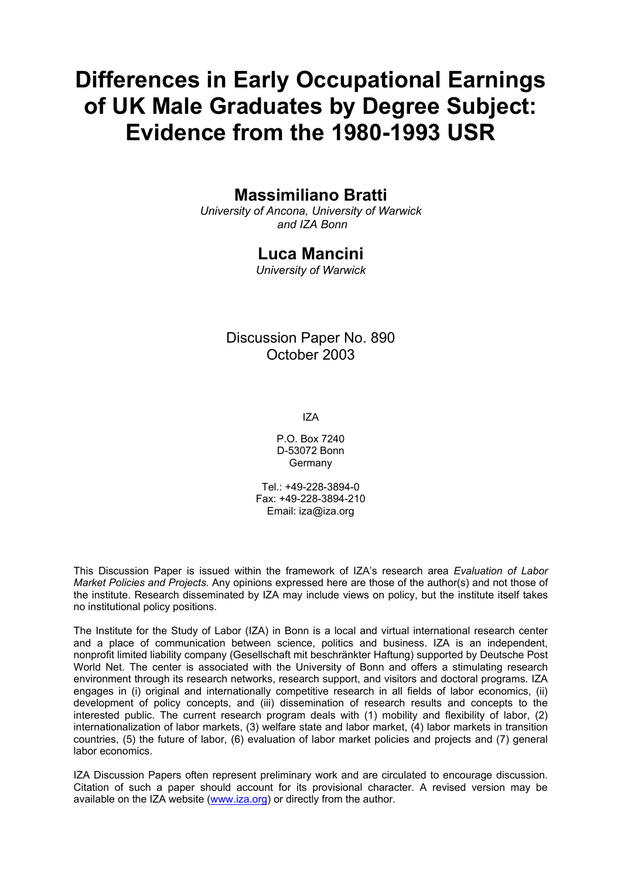# Differences in Early Occupational Earnings of UK Male Graduates by Degree Subject: Evidence from the 1980-1993 USR

## Massimiliano Bratti

*University of Ancona, University of Warwick and IZA Bonn*

## Luca Mancini

*University of Warwick*

Discussion Paper No. 890
October 2003

IZA

P.O. Box 7240
D-53072 Bonn
Germany

Tel.: +49-228-3894-0
Fax: +49-228-3894-210
Email: iza@iza.org

This Discussion Paper is issued within the framework of IZA's research area *Evaluation of Labor Market Policies and Projects.* Any opinions expressed here are those of the author(s) and not those of the institute. Research disseminated by IZA may include views on policy, but the institute itself takes no institutional policy positions.

The Institute for the Study of Labor (IZA) in Bonn is a local and virtual international research center and a place of communication between science, politics and business. IZA is an independent, nonprofit limited liability company (Gesellschaft mit beschränkter Haftung) supported by Deutsche Post World Net. The center is associated with the University of Bonn and offers a stimulating research environment through its research networks, research support, and visitors and doctoral programs. IZA engages in (i) original and internationally competitive research in all fields of labor economics, (ii) development of policy concepts, and (iii) dissemination of research results and concepts to the interested public. The current research program deals with (1) mobility and flexibility of labor, (2) internationalization of labor markets, (3) welfare state and labor market, (4) labor markets in transition countries, (5) the future of labor, (6) evaluation of labor market policies and projects and (7) general labor economics.

IZA Discussion Papers often represent preliminary work and are circulated to encourage discussion. Citation of such a paper should account for its provisional character. A revised version may be available on the IZA website (www.iza.org) or directly from the author.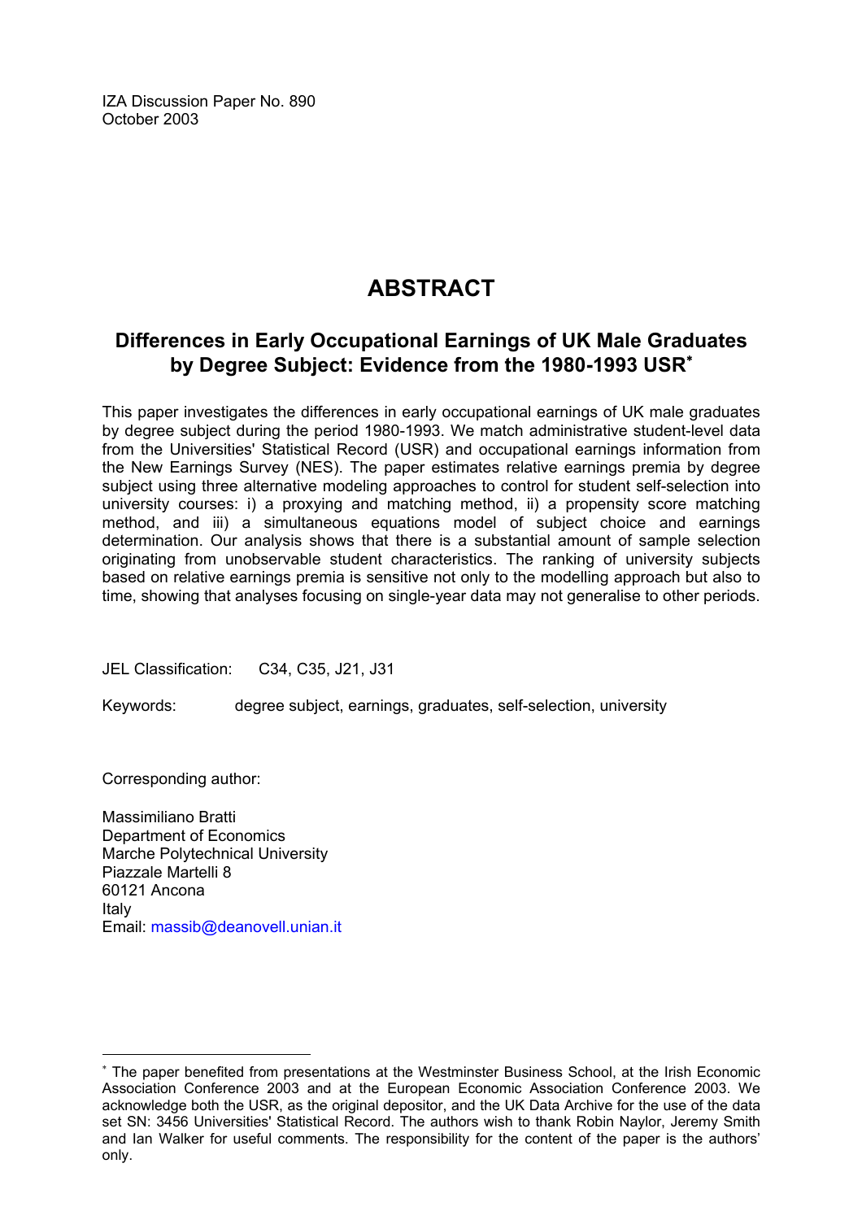IZA Discussion Paper No. 890
October 2003

# ABSTRACT

## Differences in Early Occupational Earnings of UK Male Graduates by Degree Subject: Evidence from the 1980-1993 USR[*]

This paper investigates the differences in early occupational earnings of UK male graduates by degree subject during the period 1980-1993. We match administrative student-level data from the Universities' Statistical Record (USR) and occupational earnings information from the New Earnings Survey (NES). The paper estimates relative earnings premia by degree subject using three alternative modeling approaches to control for student self-selection into university courses: i) a proxying and matching method, ii) a propensity score matching method, and iii) a simultaneous equations model of subject choice and earnings determination. Our analysis shows that there is a substantial amount of sample selection originating from unobservable student characteristics. The ranking of university subjects based on relative earnings premia is sensitive not only to the modelling approach but also to time, showing that analyses focusing on single-year data may not generalise to other periods.

JEL Classification: C34, C35, J21, J31

Keywords: degree subject, earnings, graduates, self-selection, university

Corresponding author:

Massimiliano Bratti
Department of Economics
Marche Polytechnical University
Piazzale Martelli 8
60121 Ancona
Italy
Email: massib@deanovell.unian.it

---

[*] The paper benefited from presentations at the Westminster Business School, at the Irish Economic Association Conference 2003 and at the European Economic Association Conference 2003. We acknowledge both the USR, as the original depositor, and the UK Data Archive for the use of the data set SN: 3456 Universities' Statistical Record. The authors wish to thank Robin Naylor, Jeremy Smith and Ian Walker for useful comments. The responsibility for the content of the paper is the authors' only.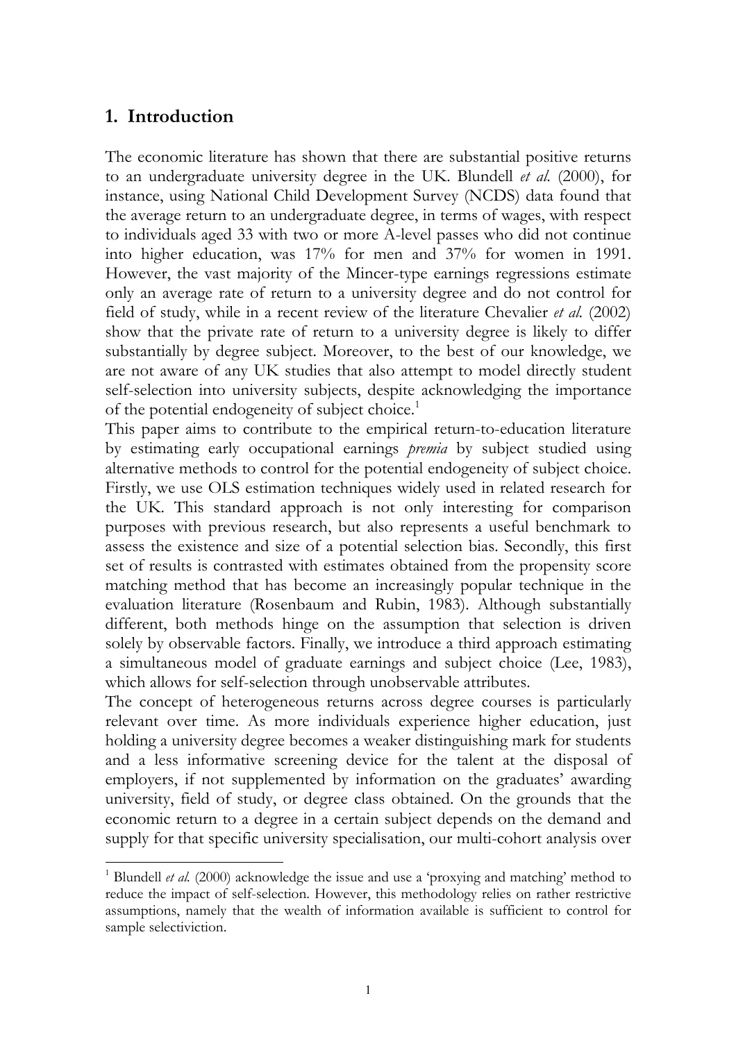## 1. Introduction

The economic literature has shown that there are substantial positive returns to an undergraduate university degree in the UK. Blundell *et al.* (2000), for instance, using National Child Development Survey (NCDS) data found that the average return to an undergraduate degree, in terms of wages, with respect to individuals aged 33 with two or more A-level passes who did not continue into higher education, was 17% for men and 37% for women in 1991. However, the vast majority of the Mincer-type earnings regressions estimate only an average rate of return to a university degree and do not control for field of study, while in a recent review of the literature Chevalier *et al.* (2002) show that the private rate of return to a university degree is likely to differ substantially by degree subject. Moreover, to the best of our knowledge, we are not aware of any UK studies that also attempt to model directly student self-selection into university subjects, despite acknowledging the importance of the potential endogeneity of subject choice.[1]

This paper aims to contribute to the empirical return-to-education literature by estimating early occupational earnings *premia* by subject studied using alternative methods to control for the potential endogeneity of subject choice. Firstly, we use OLS estimation techniques widely used in related research for the UK. This standard approach is not only interesting for comparison purposes with previous research, but also represents a useful benchmark to assess the existence and size of a potential selection bias. Secondly, this first set of results is contrasted with estimates obtained from the propensity score matching method that has become an increasingly popular technique in the evaluation literature (Rosenbaum and Rubin, 1983). Although substantially different, both methods hinge on the assumption that selection is driven solely by observable factors. Finally, we introduce a third approach estimating a simultaneous model of graduate earnings and subject choice (Lee, 1983), which allows for self-selection through unobservable attributes.

The concept of heterogeneous returns across degree courses is particularly relevant over time. As more individuals experience higher education, just holding a university degree becomes a weaker distinguishing mark for students and a less informative screening device for the talent at the disposal of employers, if not supplemented by information on the graduates' awarding university, field of study, or degree class obtained. On the grounds that the economic return to a degree in a certain subject depends on the demand and supply for that specific university specialisation, our multi-cohort analysis over

[1] Blundell *et al.* (2000) acknowledge the issue and use a 'proxying and matching' method to reduce the impact of self-selection. However, this methodology relies on rather restrictive assumptions, namely that the wealth of information available is sufficient to control for sample selectiviction.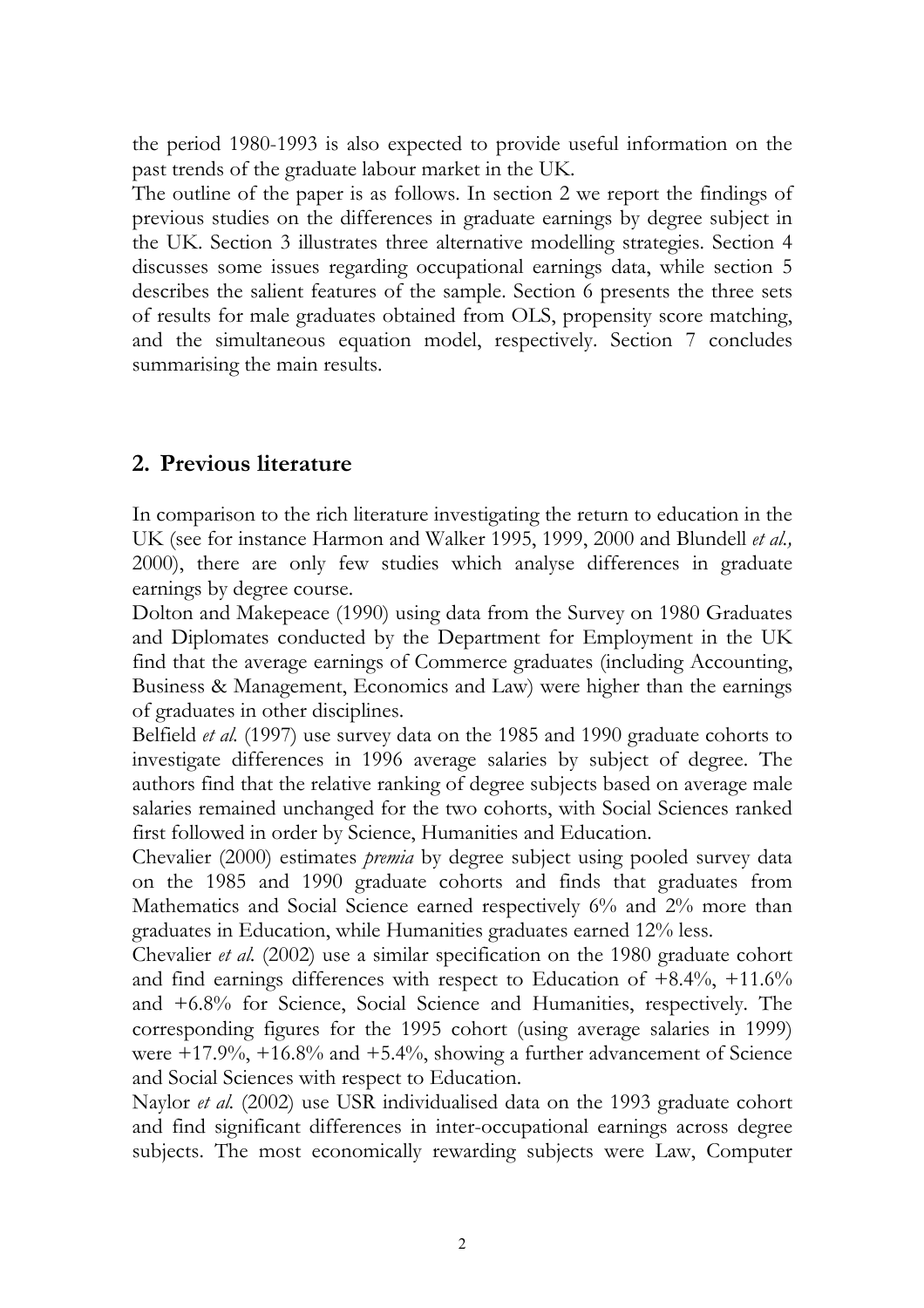the period 1980-1993 is also expected to provide useful information on the past trends of the graduate labour market in the UK.

The outline of the paper is as follows. In section 2 we report the findings of previous studies on the differences in graduate earnings by degree subject in the UK. Section 3 illustrates three alternative modelling strategies. Section 4 discusses some issues regarding occupational earnings data, while section 5 describes the salient features of the sample. Section 6 presents the three sets of results for male graduates obtained from OLS, propensity score matching, and the simultaneous equation model, respectively. Section 7 concludes summarising the main results.

## 2. Previous literature

In comparison to the rich literature investigating the return to education in the UK (see for instance Harmon and Walker 1995, 1999, 2000 and Blundell *et al.,* 2000), there are only few studies which analyse differences in graduate earnings by degree course.

Dolton and Makepeace (1990) using data from the Survey on 1980 Graduates and Diplomates conducted by the Department for Employment in the UK find that the average earnings of Commerce graduates (including Accounting, Business & Management, Economics and Law) were higher than the earnings of graduates in other disciplines.

Belfield *et al.* (1997) use survey data on the 1985 and 1990 graduate cohorts to investigate differences in 1996 average salaries by subject of degree. The authors find that the relative ranking of degree subjects based on average male salaries remained unchanged for the two cohorts, with Social Sciences ranked first followed in order by Science, Humanities and Education.

Chevalier (2000) estimates *premia* by degree subject using pooled survey data on the 1985 and 1990 graduate cohorts and finds that graduates from Mathematics and Social Science earned respectively 6% and 2% more than graduates in Education, while Humanities graduates earned 12% less.

Chevalier *et al.* (2002) use a similar specification on the 1980 graduate cohort and find earnings differences with respect to Education of +8.4%, +11.6% and +6.8% for Science, Social Science and Humanities, respectively. The corresponding figures for the 1995 cohort (using average salaries in 1999) were +17.9%, +16.8% and +5.4%, showing a further advancement of Science and Social Sciences with respect to Education.

Naylor *et al.* (2002) use USR individualised data on the 1993 graduate cohort and find significant differences in inter-occupational earnings across degree subjects. The most economically rewarding subjects were Law, Computer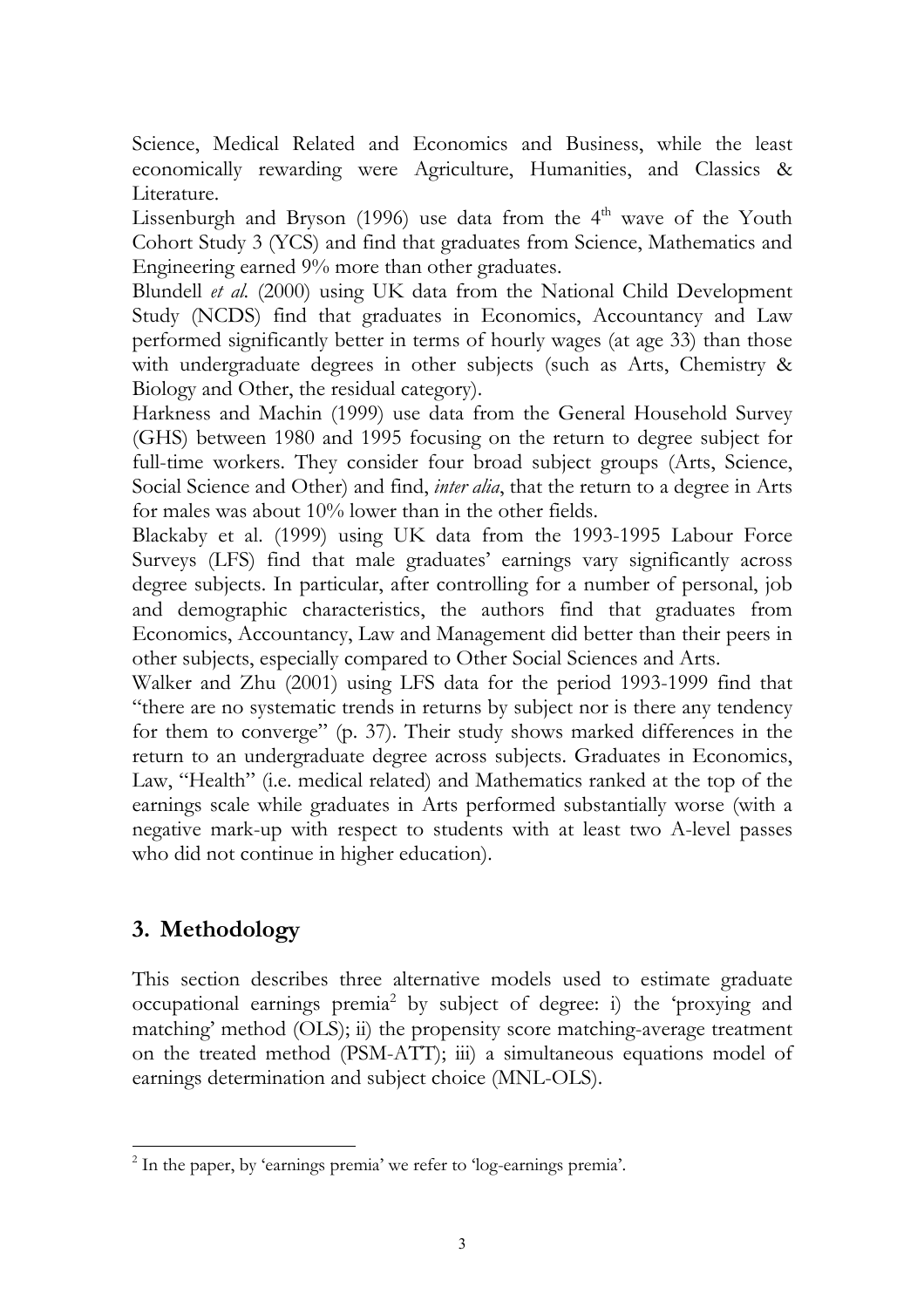Science, Medical Related and Economics and Business, while the least economically rewarding were Agriculture, Humanities, and Classics & Literature.

Lissenburgh and Bryson (1996) use data from the 4th wave of the Youth Cohort Study 3 (YCS) and find that graduates from Science, Mathematics and Engineering earned 9% more than other graduates.

Blundell *et al.* (2000) using UK data from the National Child Development Study (NCDS) find that graduates in Economics, Accountancy and Law performed significantly better in terms of hourly wages (at age 33) than those with undergraduate degrees in other subjects (such as Arts, Chemistry & Biology and Other, the residual category).

Harkness and Machin (1999) use data from the General Household Survey (GHS) between 1980 and 1995 focusing on the return to degree subject for full-time workers. They consider four broad subject groups (Arts, Science, Social Science and Other) and find, *inter alia*, that the return to a degree in Arts for males was about 10% lower than in the other fields.

Blackaby et al. (1999) using UK data from the 1993-1995 Labour Force Surveys (LFS) find that male graduates' earnings vary significantly across degree subjects. In particular, after controlling for a number of personal, job and demographic characteristics, the authors find that graduates from Economics, Accountancy, Law and Management did better than their peers in other subjects, especially compared to Other Social Sciences and Arts.

Walker and Zhu (2001) using LFS data for the period 1993-1999 find that "there are no systematic trends in returns by subject nor is there any tendency for them to converge" (p. 37). Their study shows marked differences in the return to an undergraduate degree across subjects. Graduates in Economics, Law, "Health" (i.e. medical related) and Mathematics ranked at the top of the earnings scale while graduates in Arts performed substantially worse (with a negative mark-up with respect to students with at least two A-level passes who did not continue in higher education).

## 3. Methodology

This section describes three alternative models used to estimate graduate occupational earnings premia[2] by subject of degree: i) the 'proxying and matching' method (OLS); ii) the propensity score matching-average treatment on the treated method (PSM-ATT); iii) a simultaneous equations model of earnings determination and subject choice (MNL-OLS).

[2] In the paper, by 'earnings premia' we refer to 'log-earnings premia'.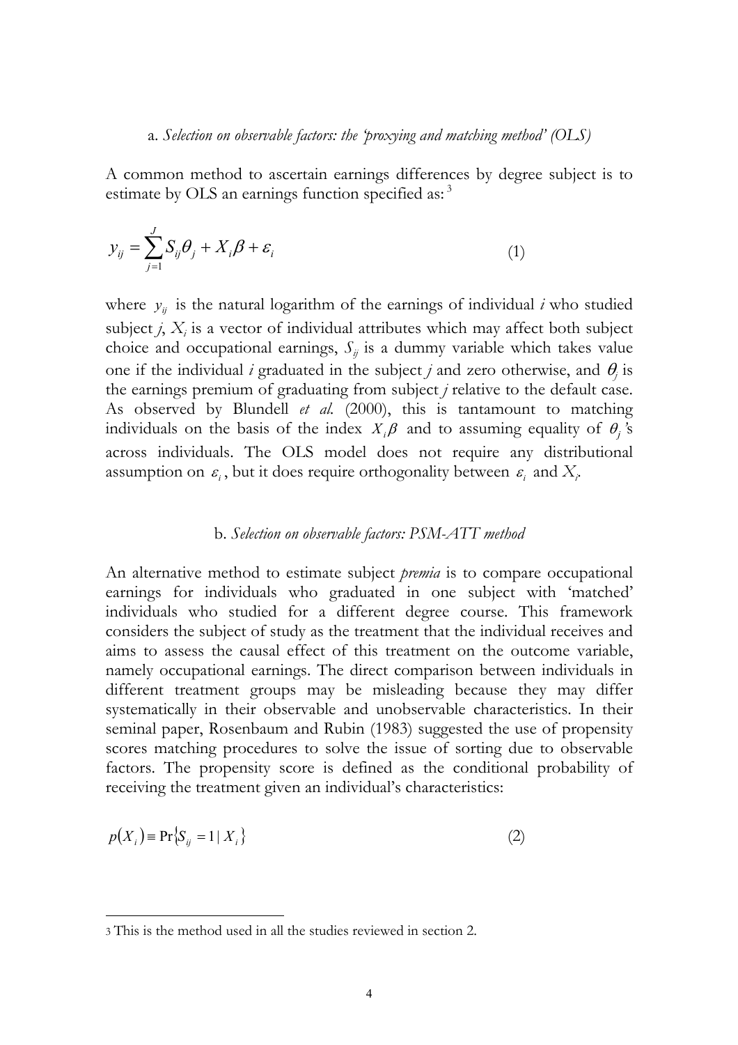### a. *Selection on observable factors: the 'proxying and matching method' (OLS)*

A common method to ascertain earnings differences by degree subject is to estimate by OLS an earnings function specified as: [3]

$$y_{ij} = \sum_{j=1}^{J} S_{ij}\theta_j + X_i\beta + \varepsilon_i \tag{1}$$

where $y_{ij}$ is the natural logarithm of the earnings of individual *i* who studied subject *j*, $X_i$ is a vector of individual attributes which may affect both subject choice and occupational earnings, $S_{ij}$ is a dummy variable which takes value one if the individual *i* graduated in the subject *j* and zero otherwise, and $\theta_j$ is the earnings premium of graduating from subject *j* relative to the default case. As observed by Blundell *et al.* (2000), this is tantamount to matching individuals on the basis of the index $X_i\beta$ and to assuming equality of $\theta_j$'s across individuals. The OLS model does not require any distributional assumption on $\varepsilon_i$, but it does require orthogonality between $\varepsilon_i$ and $X_i$.

### b. *Selection on observable factors: PSM-ATT method*

An alternative method to estimate subject *premia* is to compare occupational earnings for individuals who graduated in one subject with 'matched' individuals who studied for a different degree course. This framework considers the subject of study as the treatment that the individual receives and aims to assess the causal effect of this treatment on the outcome variable, namely occupational earnings. The direct comparison between individuals in different treatment groups may be misleading because they may differ systematically in their observable and unobservable characteristics. In their seminal paper, Rosenbaum and Rubin (1983) suggested the use of propensity scores matching procedures to solve the issue of sorting due to observable factors. The propensity score is defined as the conditional probability of receiving the treatment given an individual's characteristics:

$$p(X_i) \equiv \Pr\{S_{ij} = 1 \mid X_i\} \tag{2}$$

---

[3] This is the method used in all the studies reviewed in section 2.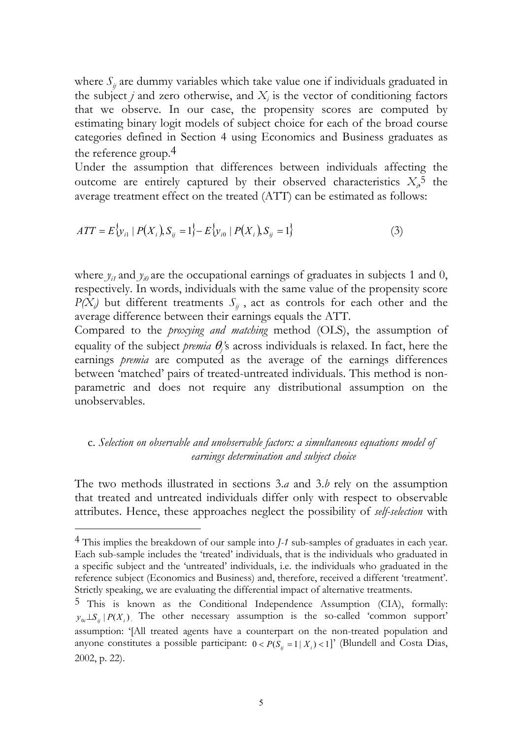where $S_{ij}$ are dummy variables which take value one if individuals graduated in the subject $j$ and zero otherwise, and $X_i$ is the vector of conditioning factors that we observe. In our case, the propensity scores are computed by estimating binary logit models of subject choice for each of the broad course categories defined in Section 4 using Economics and Business graduates as the reference group.[4]

Under the assumption that differences between individuals affecting the outcome are entirely captured by their observed characteristics $X_i$,[5] the average treatment effect on the treated (ATT) can be estimated as follows:

$$ATT = E\{y_{i1} \mid P(X_i), S_{ij} = 1\} - E\{y_{i0} \mid P(X_i), S_{ij} = 1\} \tag{3}$$

where $y_{i1}$ and $y_{i0}$ are the occupational earnings of graduates in subjects 1 and 0, respectively. In words, individuals with the same value of the propensity score $P(X_i)$ but different treatments $S_{ij}$, act as controls for each other and the average difference between their earnings equals the ATT.

Compared to the *proxying and matching* method (OLS), the assumption of equality of the subject *premia* $\theta_j$'s across individuals is relaxed. In fact, here the earnings *premia* are computed as the average of the earnings differences between 'matched' pairs of treated-untreated individuals. This method is non-parametric and does not require any distributional assumption on the unobservables.

### c. *Selection on observable and unobservable factors: a simultaneous equations model of earnings determination and subject choice*

The two methods illustrated in sections 3.*a* and 3.*b* rely on the assumption that treated and untreated individuals differ only with respect to observable attributes. Hence, these approaches neglect the possibility of *self-selection* with

---

[4] This implies the breakdown of our sample into $J$-$1$ sub-samples of graduates in each year. Each sub-sample includes the 'treated' individuals, that is the individuals who graduated in a specific subject and the 'untreated' individuals, i.e. the individuals who graduated in the reference subject (Economics and Business) and, therefore, received a different 'treatment'. Strictly speaking, we are evaluating the differential impact of alternative treatments.

[5] This is known as the Conditional Independence Assumption (CIA), formally: $y_{0i} \perp S_{ij} \mid P(X_i)$. The other necessary assumption is the so-called 'common support' assumption: '[All treated agents have a counterpart on the non-treated population and anyone constitutes a possible participant: $0 < P(S_{ij} = 1 \mid X_i) < 1$]' (Blundell and Costa Dias, 2002, p. 22).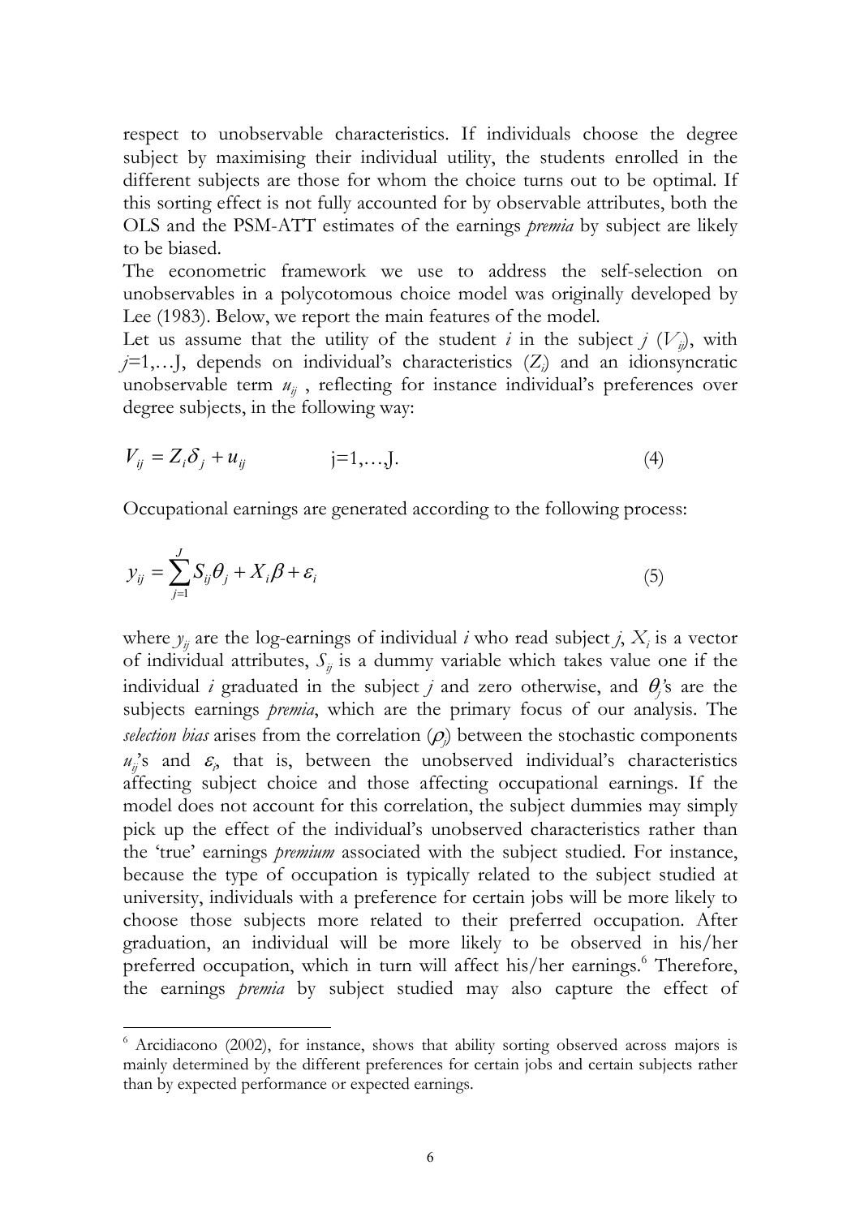respect to unobservable characteristics. If individuals choose the degree subject by maximising their individual utility, the students enrolled in the different subjects are those for whom the choice turns out to be optimal. If this sorting effect is not fully accounted for by observable attributes, both the OLS and the PSM-ATT estimates of the earnings *premia* by subject are likely to be biased.

The econometric framework we use to address the self-selection on unobservables in a polycotomous choice model was originally developed by Lee (1983). Below, we report the main features of the model.

Let us assume that the utility of the student $i$ in the subject $j$ ($V_{ij}$), with $j$=1,…J, depends on individual's characteristics ($Z_i$) and an idionsyncratic unobservable term $u_{ij}$ , reflecting for instance individual's preferences over degree subjects, in the following way:

$$V_{ij} = Z_i \delta_j + u_{ij} \qquad \text{j=1,…,J.} \tag{4}$$

Occupational earnings are generated according to the following process:

$$y_{ij} = \sum_{j=1}^{J} S_{ij} \theta_j + X_i \beta + \varepsilon_i \tag{5}$$

where $y_{ij}$ are the log-earnings of individual $i$ who read subject $j$, $X_i$ is a vector of individual attributes, $S_{ij}$ is a dummy variable which takes value one if the individual $i$ graduated in the subject $j$ and zero otherwise, and $\theta_j$'s are the subjects earnings *premia*, which are the primary focus of our analysis. The *selection bias* arises from the correlation ($\rho_j$) between the stochastic components $u_{ij}$'s and $\varepsilon_i$, that is, between the unobserved individual's characteristics affecting subject choice and those affecting occupational earnings. If the model does not account for this correlation, the subject dummies may simply pick up the effect of the individual's unobserved characteristics rather than the 'true' earnings *premium* associated with the subject studied. For instance, because the type of occupation is typically related to the subject studied at university, individuals with a preference for certain jobs will be more likely to choose those subjects more related to their preferred occupation. After graduation, an individual will be more likely to be observed in his/her preferred occupation, which in turn will affect his/her earnings.[6] Therefore, the earnings *premia* by subject studied may also capture the effect of

[6] Arcidiacono (2002), for instance, shows that ability sorting observed across majors is mainly determined by the different preferences for certain jobs and certain subjects rather than by expected performance or expected earnings.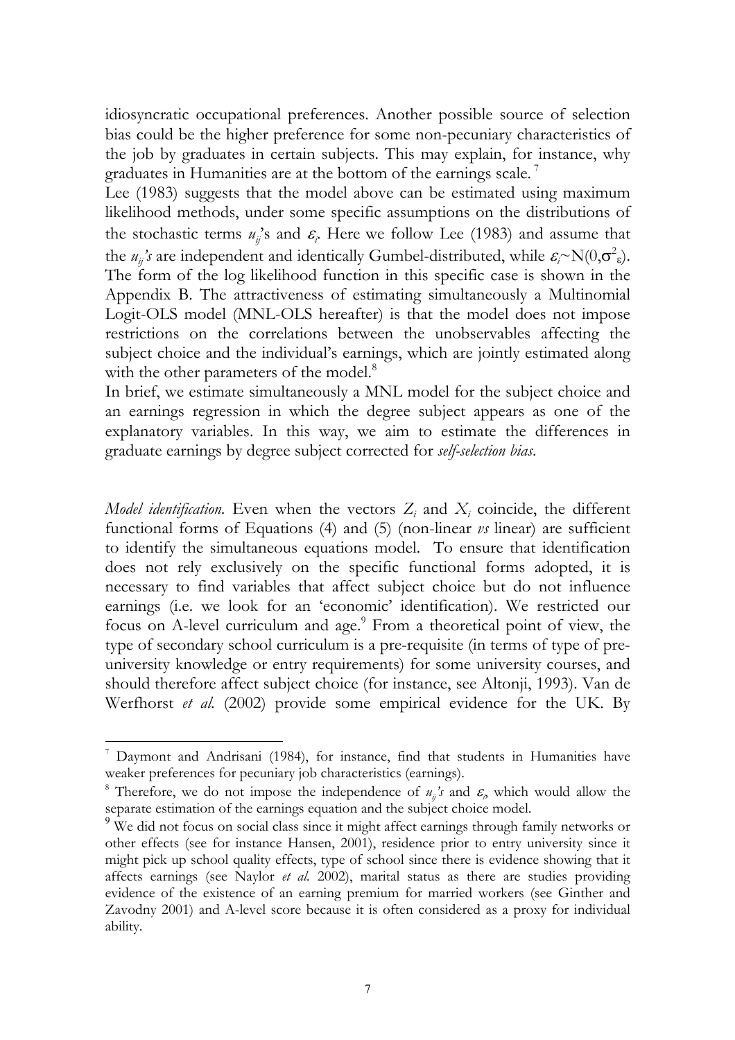idiosyncratic occupational preferences. Another possible source of selection bias could be the higher preference for some non-pecuniary characteristics of the job by graduates in certain subjects. This may explain, for instance, why graduates in Humanities are at the bottom of the earnings scale. [7]

Lee (1983) suggests that the model above can be estimated using maximum likelihood methods, under some specific assumptions on the distributions of the stochastic terms $u_{ij}$'s and $\varepsilon_i$. Here we follow Lee (1983) and assume that the $u_{ij}$*'s* are independent and identically Gumbel-distributed, while $\varepsilon_i \sim N(0,\sigma^2_\varepsilon)$. The form of the log likelihood function in this specific case is shown in the Appendix B. The attractiveness of estimating simultaneously a Multinomial Logit-OLS model (MNL-OLS hereafter) is that the model does not impose restrictions on the correlations between the unobservables affecting the subject choice and the individual's earnings, which are jointly estimated along with the other parameters of the model.[8]

In brief, we estimate simultaneously a MNL model for the subject choice and an earnings regression in which the degree subject appears as one of the explanatory variables. In this way, we aim to estimate the differences in graduate earnings by degree subject corrected for *self-selection bias*.

*Model identification.* Even when the vectors $Z_i$ and $X_i$ coincide, the different functional forms of Equations (4) and (5) (non-linear *vs* linear) are sufficient to identify the simultaneous equations model. To ensure that identification does not rely exclusively on the specific functional forms adopted, it is necessary to find variables that affect subject choice but do not influence earnings (i.e. we look for an 'economic' identification). We restricted our focus on A-level curriculum and age.[9] From a theoretical point of view, the type of secondary school curriculum is a pre-requisite (in terms of type of pre-university knowledge or entry requirements) for some university courses, and should therefore affect subject choice (for instance, see Altonji, 1993). Van de Werfhorst *et al.* (2002) provide some empirical evidence for the UK. By

---

[7] Daymont and Andrisani (1984), for instance, find that students in Humanities have weaker preferences for pecuniary job characteristics (earnings).

[8] Therefore, we do not impose the independence of $u_{ij}$*'s* and $\varepsilon_i$, which would allow the separate estimation of the earnings equation and the subject choice model.

[9] We did not focus on social class since it might affect earnings through family networks or other effects (see for instance Hansen, 2001), residence prior to entry university since it might pick up school quality effects, type of school since there is evidence showing that it affects earnings (see Naylor *et al.* 2002), marital status as there are studies providing evidence of the existence of an earning premium for married workers (see Ginther and Zavodny 2001) and A-level score because it is often considered as a proxy for individual ability.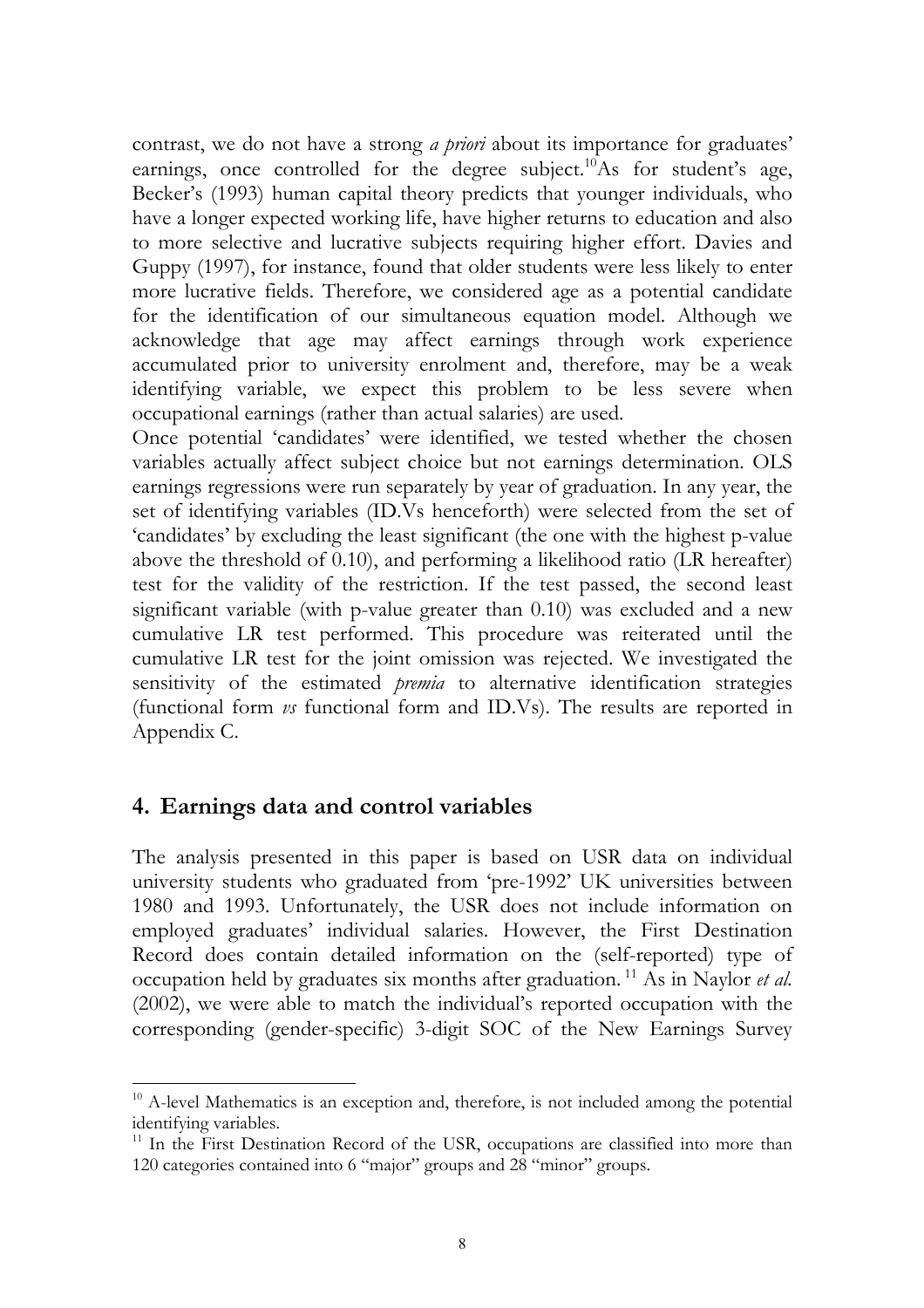contrast, we do not have a strong *a priori* about its importance for graduates' earnings, once controlled for the degree subject.[10] As for student's age, Becker's (1993) human capital theory predicts that younger individuals, who have a longer expected working life, have higher returns to education and also to more selective and lucrative subjects requiring higher effort. Davies and Guppy (1997), for instance, found that older students were less likely to enter more lucrative fields. Therefore, we considered age as a potential candidate for the identification of our simultaneous equation model. Although we acknowledge that age may affect earnings through work experience accumulated prior to university enrolment and, therefore, may be a weak identifying variable, we expect this problem to be less severe when occupational earnings (rather than actual salaries) are used.

Once potential 'candidates' were identified, we tested whether the chosen variables actually affect subject choice but not earnings determination. OLS earnings regressions were run separately by year of graduation. In any year, the set of identifying variables (ID.Vs henceforth) were selected from the set of 'candidates' by excluding the least significant (the one with the highest p-value above the threshold of 0.10), and performing a likelihood ratio (LR hereafter) test for the validity of the restriction. If the test passed, the second least significant variable (with p-value greater than 0.10) was excluded and a new cumulative LR test performed. This procedure was reiterated until the cumulative LR test for the joint omission was rejected. We investigated the sensitivity of the estimated *premia* to alternative identification strategies (functional form *vs* functional form and ID.Vs). The results are reported in Appendix C.

## 4. Earnings data and control variables

The analysis presented in this paper is based on USR data on individual university students who graduated from 'pre-1992' UK universities between 1980 and 1993. Unfortunately, the USR does not include information on employed graduates' individual salaries. However, the First Destination Record does contain detailed information on the (self-reported) type of occupation held by graduates six months after graduation.[11] As in Naylor *et al.* (2002), we were able to match the individual's reported occupation with the corresponding (gender-specific) 3-digit SOC of the New Earnings Survey

[10] A-level Mathematics is an exception and, therefore, is not included among the potential identifying variables.

[11] In the First Destination Record of the USR, occupations are classified into more than 120 categories contained into 6 "major" groups and 28 "minor" groups.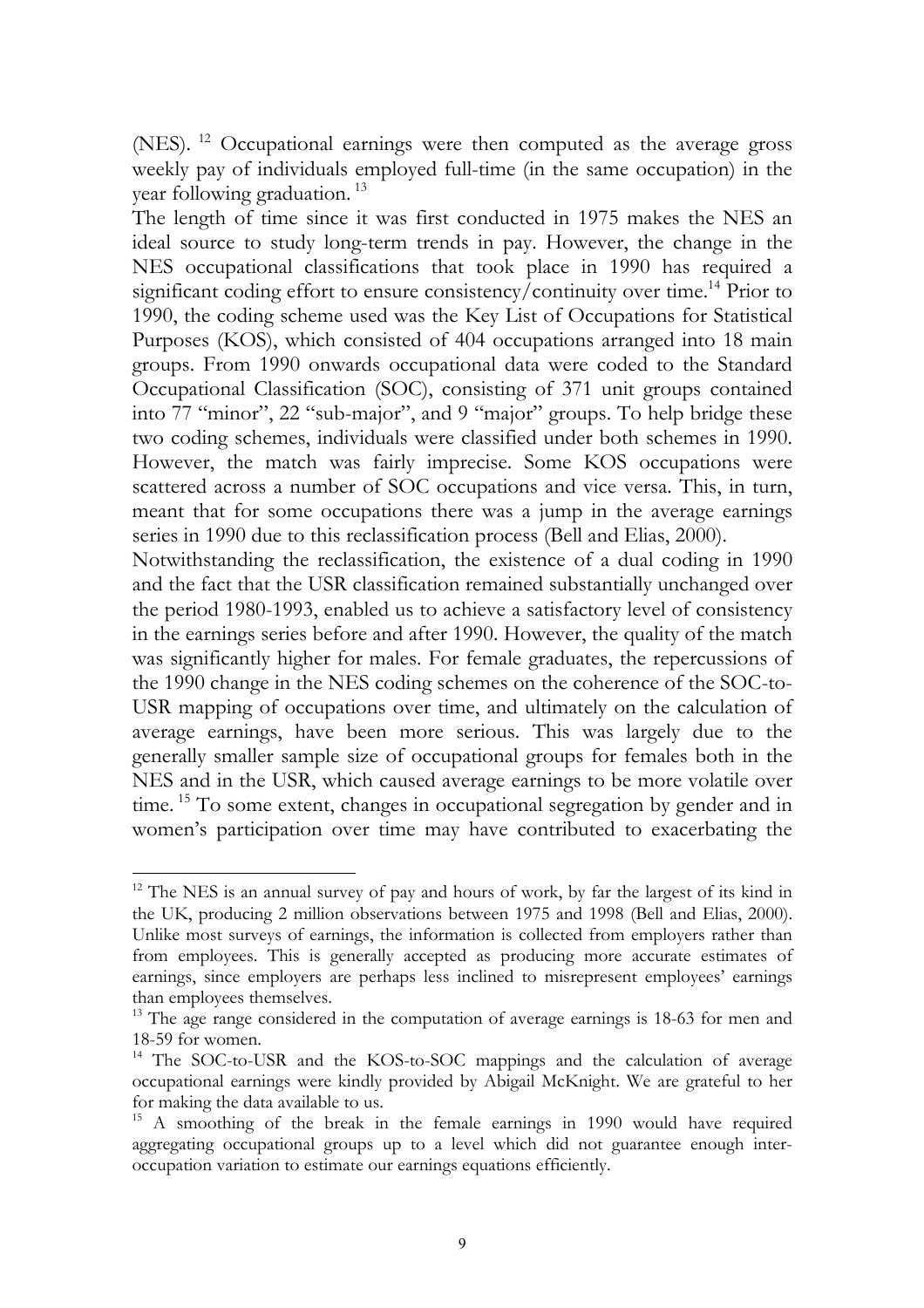(NES). [12] Occupational earnings were then computed as the average gross weekly pay of individuals employed full-time (in the same occupation) in the year following graduation. [13]

The length of time since it was first conducted in 1975 makes the NES an ideal source to study long-term trends in pay. However, the change in the NES occupational classifications that took place in 1990 has required a significant coding effort to ensure consistency/continuity over time.[14] Prior to 1990, the coding scheme used was the Key List of Occupations for Statistical Purposes (KOS), which consisted of 404 occupations arranged into 18 main groups. From 1990 onwards occupational data were coded to the Standard Occupational Classification (SOC), consisting of 371 unit groups contained into 77 "minor", 22 "sub-major", and 9 "major" groups. To help bridge these two coding schemes, individuals were classified under both schemes in 1990. However, the match was fairly imprecise. Some KOS occupations were scattered across a number of SOC occupations and vice versa. This, in turn, meant that for some occupations there was a jump in the average earnings series in 1990 due to this reclassification process (Bell and Elias, 2000).

Notwithstanding the reclassification, the existence of a dual coding in 1990 and the fact that the USR classification remained substantially unchanged over the period 1980-1993, enabled us to achieve a satisfactory level of consistency in the earnings series before and after 1990. However, the quality of the match was significantly higher for males. For female graduates, the repercussions of the 1990 change in the NES coding schemes on the coherence of the SOC-to-USR mapping of occupations over time, and ultimately on the calculation of average earnings, have been more serious. This was largely due to the generally smaller sample size of occupational groups for females both in the NES and in the USR, which caused average earnings to be more volatile over time. [15] To some extent, changes in occupational segregation by gender and in women's participation over time may have contributed to exacerbating the

---

[12] The NES is an annual survey of pay and hours of work, by far the largest of its kind in the UK, producing 2 million observations between 1975 and 1998 (Bell and Elias, 2000). Unlike most surveys of earnings, the information is collected from employers rather than from employees. This is generally accepted as producing more accurate estimates of earnings, since employers are perhaps less inclined to misrepresent employees' earnings than employees themselves.

[13] The age range considered in the computation of average earnings is 18-63 for men and 18-59 for women.

[14] The SOC-to-USR and the KOS-to-SOC mappings and the calculation of average occupational earnings were kindly provided by Abigail McKnight. We are grateful to her for making the data available to us.

[15] A smoothing of the break in the female earnings in 1990 would have required aggregating occupational groups up to a level which did not guarantee enough inter-occupation variation to estimate our earnings equations efficiently.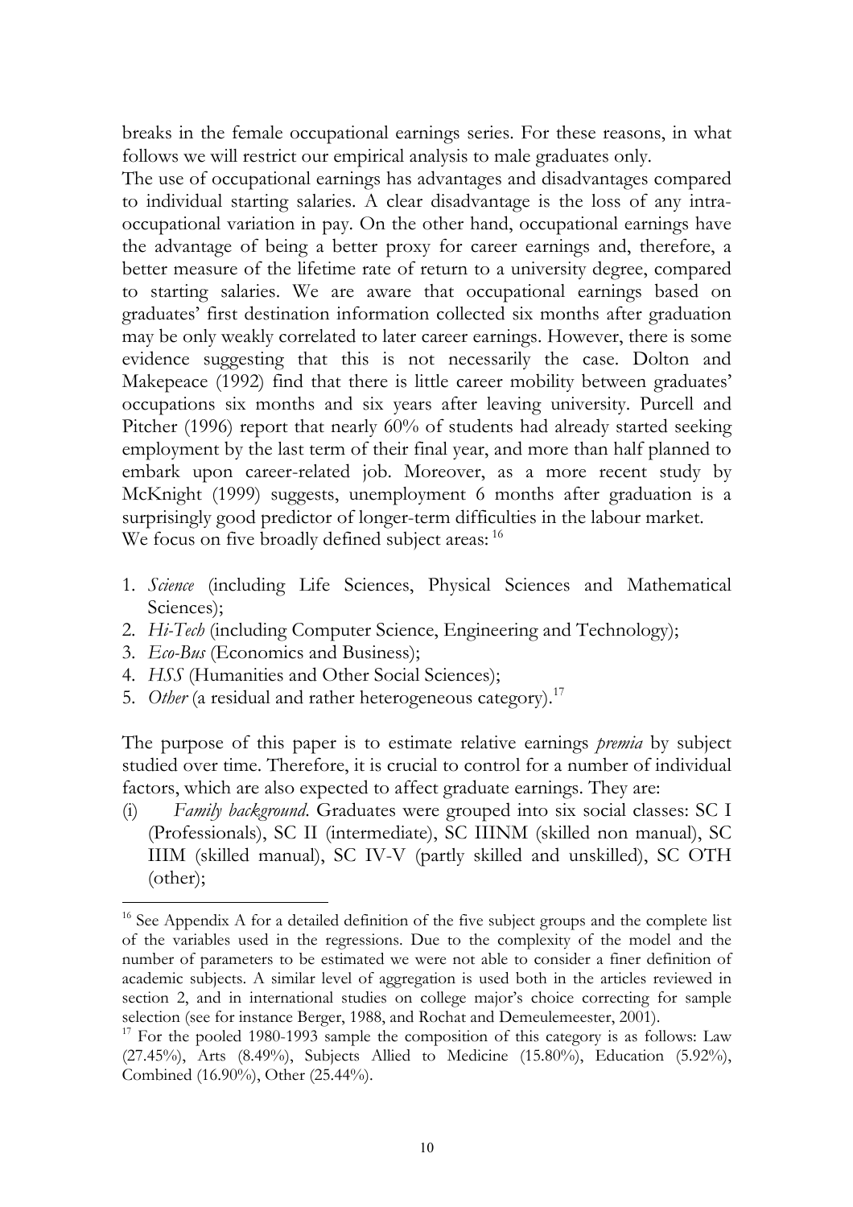breaks in the female occupational earnings series. For these reasons, in what follows we will restrict our empirical analysis to male graduates only.

The use of occupational earnings has advantages and disadvantages compared to individual starting salaries. A clear disadvantage is the loss of any intra-occupational variation in pay. On the other hand, occupational earnings have the advantage of being a better proxy for career earnings and, therefore, a better measure of the lifetime rate of return to a university degree, compared to starting salaries. We are aware that occupational earnings based on graduates' first destination information collected six months after graduation may be only weakly correlated to later career earnings. However, there is some evidence suggesting that this is not necessarily the case. Dolton and Makepeace (1992) find that there is little career mobility between graduates' occupations six months and six years after leaving university. Purcell and Pitcher (1996) report that nearly 60% of students had already started seeking employment by the last term of their final year, and more than half planned to embark upon career-related job. Moreover, as a more recent study by McKnight (1999) suggests, unemployment 6 months after graduation is a surprisingly good predictor of longer-term difficulties in the labour market.

We focus on five broadly defined subject areas: [16]

1. *Science* (including Life Sciences, Physical Sciences and Mathematical Sciences);
2. *Hi-Tech* (including Computer Science, Engineering and Technology);
3. *Eco-Bus* (Economics and Business);
4. *HSS* (Humanities and Other Social Sciences);
5. *Other* (a residual and rather heterogeneous category).[17]

The purpose of this paper is to estimate relative earnings *premia* by subject studied over time. Therefore, it is crucial to control for a number of individual factors, which are also expected to affect graduate earnings. They are:

(i) *Family background*. Graduates were grouped into six social classes: SC I (Professionals), SC II (intermediate), SC IIINM (skilled non manual), SC IIIM (skilled manual), SC IV-V (partly skilled and unskilled), SC OTH (other);

---

[16] See Appendix A for a detailed definition of the five subject groups and the complete list of the variables used in the regressions. Due to the complexity of the model and the number of parameters to be estimated we were not able to consider a finer definition of academic subjects. A similar level of aggregation is used both in the articles reviewed in section 2, and in international studies on college major's choice correcting for sample selection (see for instance Berger, 1988, and Rochat and Demeulemeester, 2001).

[17] For the pooled 1980-1993 sample the composition of this category is as follows: Law (27.45%), Arts (8.49%), Subjects Allied to Medicine (15.80%), Education (5.92%), Combined (16.90%), Other (25.44%).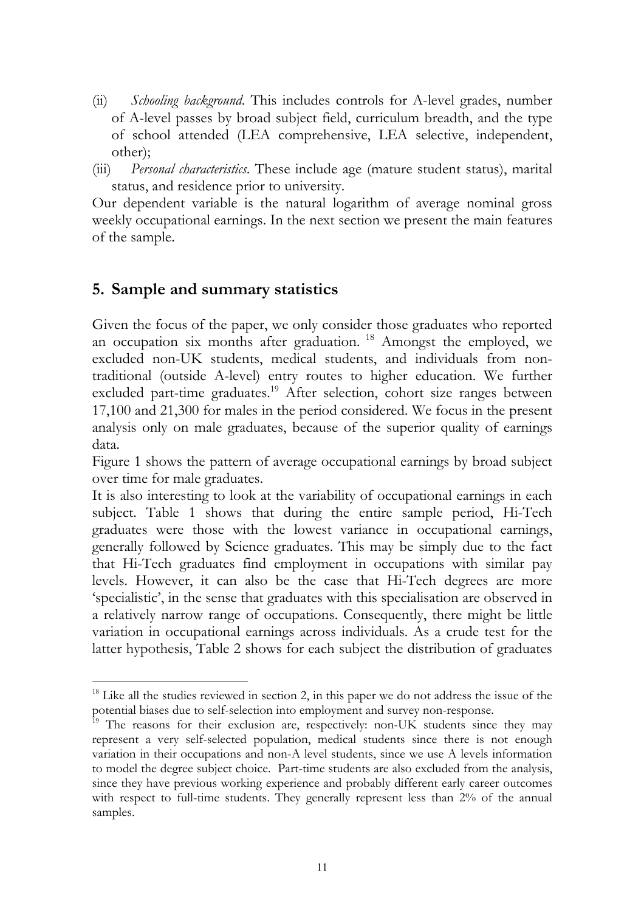(ii) *Schooling background*. This includes controls for A-level grades, number of A-level passes by broad subject field, curriculum breadth, and the type of school attended (LEA comprehensive, LEA selective, independent, other);

(iii) *Personal characteristics*. These include age (mature student status), marital status, and residence prior to university.

Our dependent variable is the natural logarithm of average nominal gross weekly occupational earnings. In the next section we present the main features of the sample.

## 5. Sample and summary statistics

Given the focus of the paper, we only consider those graduates who reported an occupation six months after graduation. [18] Amongst the employed, we excluded non-UK students, medical students, and individuals from non-traditional (outside A-level) entry routes to higher education. We further excluded part-time graduates.[19] After selection, cohort size ranges between 17,100 and 21,300 for males in the period considered. We focus in the present analysis only on male graduates, because of the superior quality of earnings data.

Figure 1 shows the pattern of average occupational earnings by broad subject over time for male graduates.

It is also interesting to look at the variability of occupational earnings in each subject. Table 1 shows that during the entire sample period, Hi-Tech graduates were those with the lowest variance in occupational earnings, generally followed by Science graduates. This may be simply due to the fact that Hi-Tech graduates find employment in occupations with similar pay levels. However, it can also be the case that Hi-Tech degrees are more 'specialistic', in the sense that graduates with this specialisation are observed in a relatively narrow range of occupations. Consequently, there might be little variation in occupational earnings across individuals. As a crude test for the latter hypothesis, Table 2 shows for each subject the distribution of graduates

---

[18] Like all the studies reviewed in section 2, in this paper we do not address the issue of the potential biases due to self-selection into employment and survey non-response.

[19] The reasons for their exclusion are, respectively: non-UK students since they may represent a very self-selected population, medical students since there is not enough variation in their occupations and non-A level students, since we use A levels information to model the degree subject choice. Part-time students are also excluded from the analysis, since they have previous working experience and probably different early career outcomes with respect to full-time students. They generally represent less than 2% of the annual samples.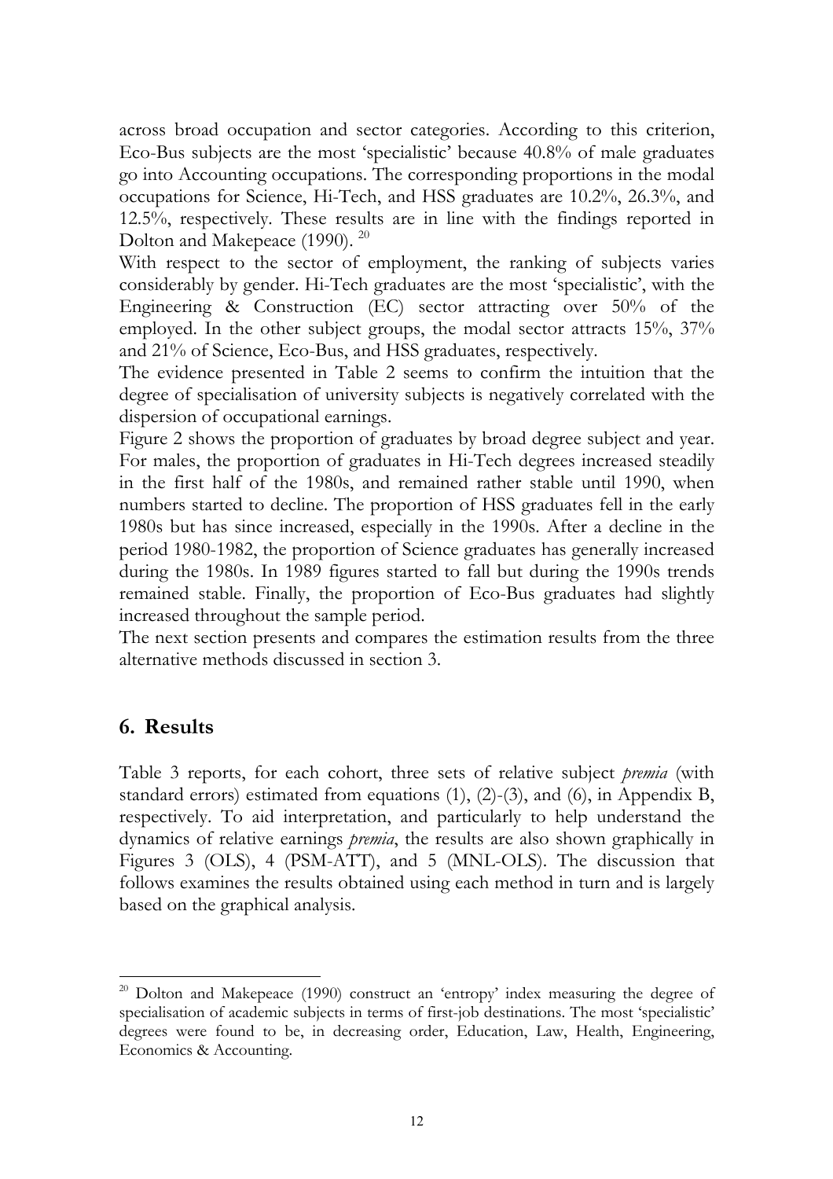across broad occupation and sector categories. According to this criterion, Eco-Bus subjects are the most 'specialistic' because 40.8% of male graduates go into Accounting occupations. The corresponding proportions in the modal occupations for Science, Hi-Tech, and HSS graduates are 10.2%, 26.3%, and 12.5%, respectively. These results are in line with the findings reported in Dolton and Makepeace (1990). [20]

With respect to the sector of employment, the ranking of subjects varies considerably by gender. Hi-Tech graduates are the most 'specialistic', with the Engineering & Construction (EC) sector attracting over 50% of the employed. In the other subject groups, the modal sector attracts 15%, 37% and 21% of Science, Eco-Bus, and HSS graduates, respectively.

The evidence presented in Table 2 seems to confirm the intuition that the degree of specialisation of university subjects is negatively correlated with the dispersion of occupational earnings.

Figure 2 shows the proportion of graduates by broad degree subject and year. For males, the proportion of graduates in Hi-Tech degrees increased steadily in the first half of the 1980s, and remained rather stable until 1990, when numbers started to decline. The proportion of HSS graduates fell in the early 1980s but has since increased, especially in the 1990s. After a decline in the period 1980-1982, the proportion of Science graduates has generally increased during the 1980s. In 1989 figures started to fall but during the 1990s trends remained stable. Finally, the proportion of Eco-Bus graduates had slightly increased throughout the sample period.

The next section presents and compares the estimation results from the three alternative methods discussed in section 3.

## 6. Results

Table 3 reports, for each cohort, three sets of relative subject *premia* (with standard errors) estimated from equations (1), (2)-(3), and (6), in Appendix B, respectively. To aid interpretation, and particularly to help understand the dynamics of relative earnings *premia*, the results are also shown graphically in Figures 3 (OLS), 4 (PSM-ATT), and 5 (MNL-OLS). The discussion that follows examines the results obtained using each method in turn and is largely based on the graphical analysis.

---

[20] Dolton and Makepeace (1990) construct an 'entropy' index measuring the degree of specialisation of academic subjects in terms of first-job destinations. The most 'specialistic' degrees were found to be, in decreasing order, Education, Law, Health, Engineering, Economics & Accounting.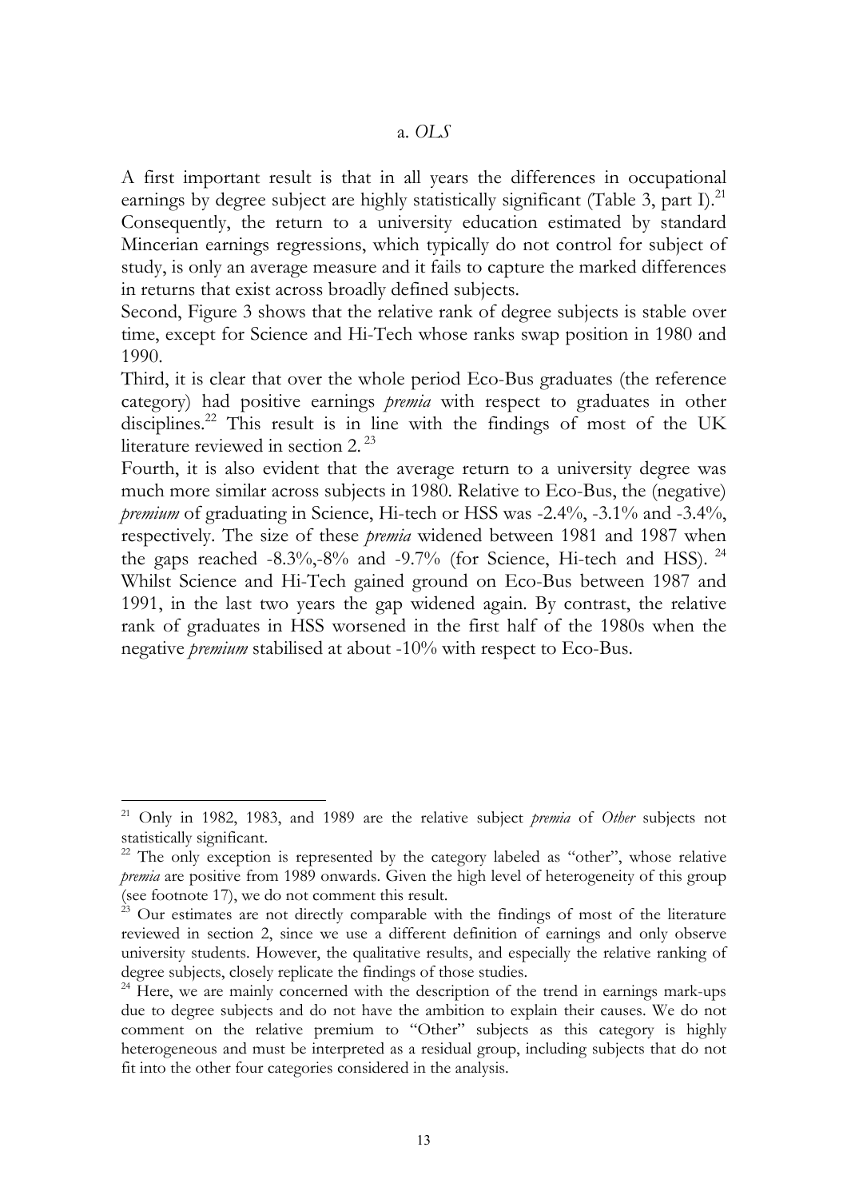a. *OLS*

A first important result is that in all years the differences in occupational earnings by degree subject are highly statistically significant (Table 3, part I).[21] Consequently, the return to a university education estimated by standard Mincerian earnings regressions, which typically do not control for subject of study, is only an average measure and it fails to capture the marked differences in returns that exist across broadly defined subjects.

Second, Figure 3 shows that the relative rank of degree subjects is stable over time, except for Science and Hi-Tech whose ranks swap position in 1980 and 1990.

Third, it is clear that over the whole period Eco-Bus graduates (the reference category) had positive earnings *premia* with respect to graduates in other disciplines.[22] This result is in line with the findings of most of the UK literature reviewed in section 2. [23]

Fourth, it is also evident that the average return to a university degree was much more similar across subjects in 1980. Relative to Eco-Bus, the (negative) *premium* of graduating in Science, Hi-tech or HSS was -2.4%, -3.1% and -3.4%, respectively. The size of these *premia* widened between 1981 and 1987 when the gaps reached -8.3%,-8% and -9.7% (for Science, Hi-tech and HSS). [24] Whilst Science and Hi-Tech gained ground on Eco-Bus between 1987 and 1991, in the last two years the gap widened again. By contrast, the relative rank of graduates in HSS worsened in the first half of the 1980s when the negative *premium* stabilised at about -10% with respect to Eco-Bus.

---

[21] Only in 1982, 1983, and 1989 are the relative subject *premia* of *Other* subjects not statistically significant.

[22] The only exception is represented by the category labeled as "other", whose relative *premia* are positive from 1989 onwards. Given the high level of heterogeneity of this group (see footnote 17), we do not comment this result.

[23] Our estimates are not directly comparable with the findings of most of the literature reviewed in section 2, since we use a different definition of earnings and only observe university students. However, the qualitative results, and especially the relative ranking of degree subjects, closely replicate the findings of those studies.

[24] Here, we are mainly concerned with the description of the trend in earnings mark-ups due to degree subjects and do not have the ambition to explain their causes. We do not comment on the relative premium to "Other" subjects as this category is highly heterogeneous and must be interpreted as a residual group, including subjects that do not fit into the other four categories considered in the analysis.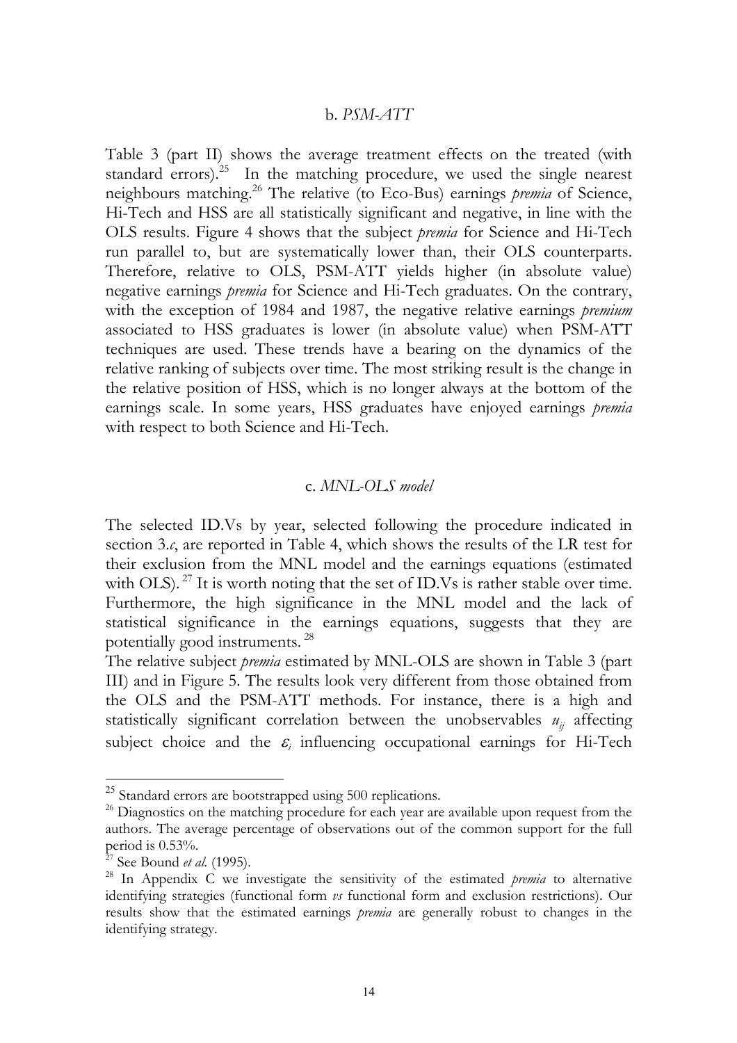### b. *PSM-ATT*

Table 3 (part II) shows the average treatment effects on the treated (with standard errors).[25] In the matching procedure, we used the single nearest neighbours matching.[26] The relative (to Eco-Bus) earnings *premia* of Science, Hi-Tech and HSS are all statistically significant and negative, in line with the OLS results. Figure 4 shows that the subject *premia* for Science and Hi-Tech run parallel to, but are systematically lower than, their OLS counterparts. Therefore, relative to OLS, PSM-ATT yields higher (in absolute value) negative earnings *premia* for Science and Hi-Tech graduates. On the contrary, with the exception of 1984 and 1987, the negative relative earnings *premium* associated to HSS graduates is lower (in absolute value) when PSM-ATT techniques are used. These trends have a bearing on the dynamics of the relative ranking of subjects over time. The most striking result is the change in the relative position of HSS, which is no longer always at the bottom of the earnings scale. In some years, HSS graduates have enjoyed earnings *premia* with respect to both Science and Hi-Tech.

### c. *MNL-OLS model*

The selected ID.Vs by year, selected following the procedure indicated in section 3.*c*, are reported in Table 4, which shows the results of the LR test for their exclusion from the MNL model and the earnings equations (estimated with OLS).[27] It is worth noting that the set of ID.Vs is rather stable over time. Furthermore, the high significance in the MNL model and the lack of statistical significance in the earnings equations, suggests that they are potentially good instruments.[28]

The relative subject *premia* estimated by MNL-OLS are shown in Table 3 (part III) and in Figure 5. The results look very different from those obtained from the OLS and the PSM-ATT methods. For instance, there is a high and statistically significant correlation between the unobservables $u_{ij}$ affecting subject choice and the $\varepsilon_i$ influencing occupational earnings for Hi-Tech

---

[25] Standard errors are bootstrapped using 500 replications.

[26] Diagnostics on the matching procedure for each year are available upon request from the authors. The average percentage of observations out of the common support for the full period is 0.53%.

[27] See Bound *et al.* (1995).

[28] In Appendix C we investigate the sensitivity of the estimated *premia* to alternative identifying strategies (functional form *vs* functional form and exclusion restrictions). Our results show that the estimated earnings *premia* are generally robust to changes in the identifying strategy.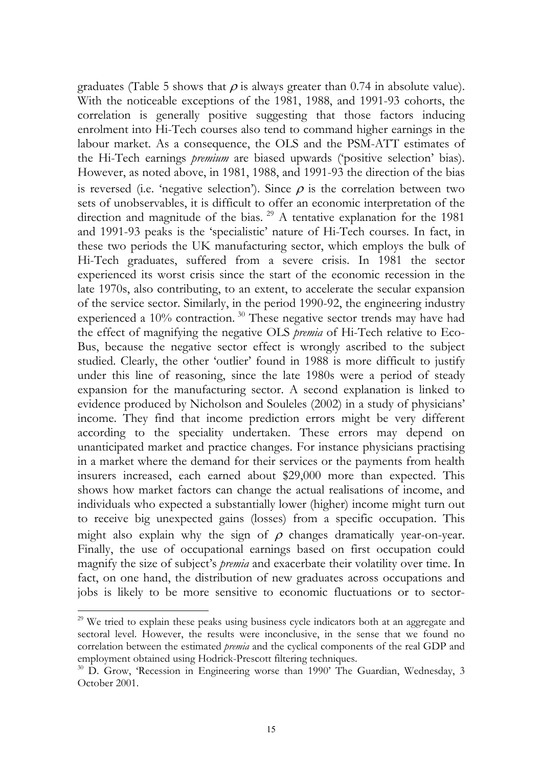graduates (Table 5 shows that $\rho$ is always greater than 0.74 in absolute value). With the noticeable exceptions of the 1981, 1988, and 1991-93 cohorts, the correlation is generally positive suggesting that those factors inducing enrolment into Hi-Tech courses also tend to command higher earnings in the labour market. As a consequence, the OLS and the PSM-ATT estimates of the Hi-Tech earnings *premium* are biased upwards ('positive selection' bias). However, as noted above, in 1981, 1988, and 1991-93 the direction of the bias is reversed (i.e. 'negative selection'). Since $\rho$ is the correlation between two sets of unobservables, it is difficult to offer an economic interpretation of the direction and magnitude of the bias. [29] A tentative explanation for the 1981 and 1991-93 peaks is the 'specialistic' nature of Hi-Tech courses. In fact, in these two periods the UK manufacturing sector, which employs the bulk of Hi-Tech graduates, suffered from a severe crisis. In 1981 the sector experienced its worst crisis since the start of the economic recession in the late 1970s, also contributing, to an extent, to accelerate the secular expansion of the service sector. Similarly, in the period 1990-92, the engineering industry experienced a 10% contraction. [30] These negative sector trends may have had the effect of magnifying the negative OLS *premia* of Hi-Tech relative to Eco-Bus, because the negative sector effect is wrongly ascribed to the subject studied. Clearly, the other 'outlier' found in 1988 is more difficult to justify under this line of reasoning, since the late 1980s were a period of steady expansion for the manufacturing sector. A second explanation is linked to evidence produced by Nicholson and Souleles (2002) in a study of physicians' income. They find that income prediction errors might be very different according to the speciality undertaken. These errors may depend on unanticipated market and practice changes. For instance physicians practising in a market where the demand for their services or the payments from health insurers increased, each earned about \$29,000 more than expected. This shows how market factors can change the actual realisations of income, and individuals who expected a substantially lower (higher) income might turn out to receive big unexpected gains (losses) from a specific occupation. This might also explain why the sign of $\rho$ changes dramatically year-on-year. Finally, the use of occupational earnings based on first occupation could magnify the size of subject's *premia* and exacerbate their volatility over time. In fact, on one hand, the distribution of new graduates across occupations and jobs is likely to be more sensitive to economic fluctuations or to sector-

[29] We tried to explain these peaks using business cycle indicators both at an aggregate and sectoral level. However, the results were inconclusive, in the sense that we found no correlation between the estimated *premia* and the cyclical components of the real GDP and employment obtained using Hodrick-Prescott filtering techniques.

[30] D. Grow, 'Recession in Engineering worse than 1990' The Guardian, Wednesday, 3 October 2001.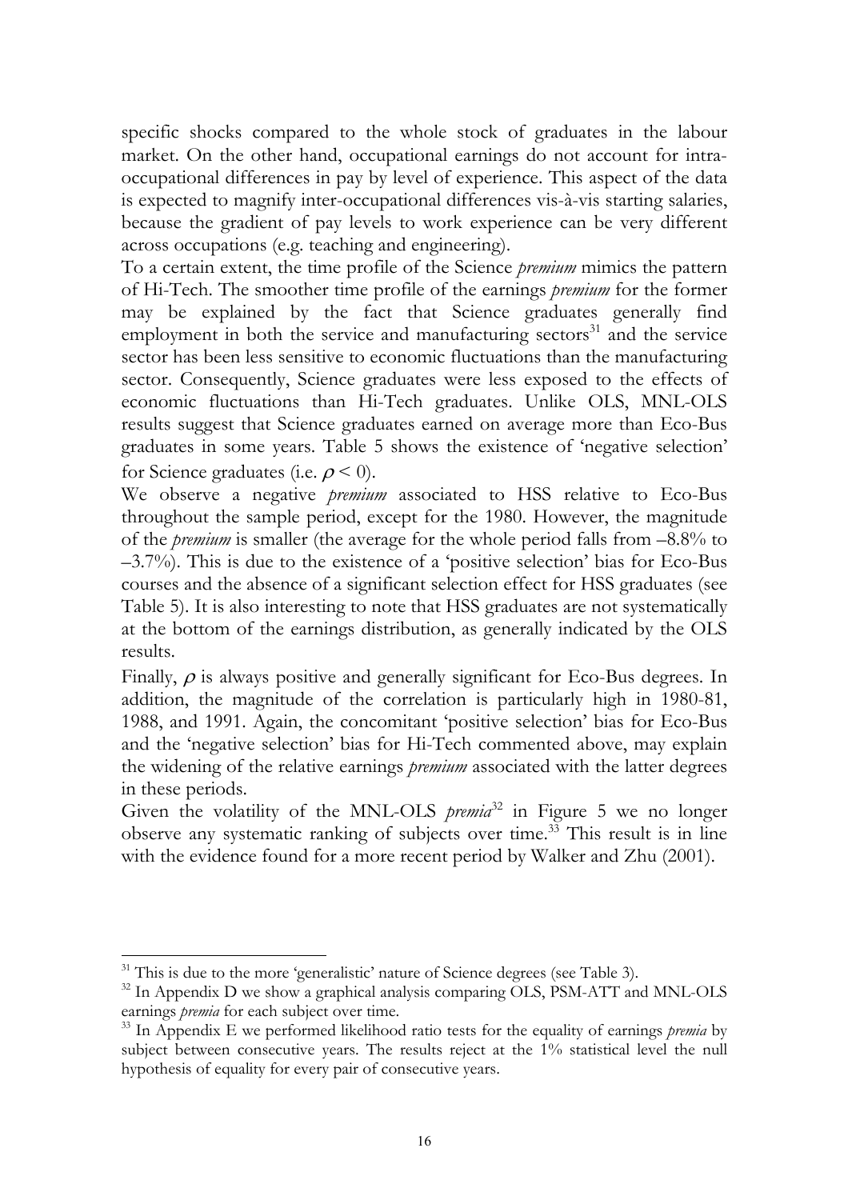specific shocks compared to the whole stock of graduates in the labour market. On the other hand, occupational earnings do not account for intra-occupational differences in pay by level of experience. This aspect of the data is expected to magnify inter-occupational differences vis-à-vis starting salaries, because the gradient of pay levels to work experience can be very different across occupations (e.g. teaching and engineering).

To a certain extent, the time profile of the Science *premium* mimics the pattern of Hi-Tech. The smoother time profile of the earnings *premium* for the former may be explained by the fact that Science graduates generally find employment in both the service and manufacturing sectors[31] and the service sector has been less sensitive to economic fluctuations than the manufacturing sector. Consequently, Science graduates were less exposed to the effects of economic fluctuations than Hi-Tech graduates. Unlike OLS, MNL-OLS results suggest that Science graduates earned on average more than Eco-Bus graduates in some years. Table 5 shows the existence of 'negative selection' for Science graduates (i.e. $\rho < 0$).

We observe a negative *premium* associated to HSS relative to Eco-Bus throughout the sample period, except for the 1980. However, the magnitude of the *premium* is smaller (the average for the whole period falls from –8.8% to –3.7%). This is due to the existence of a 'positive selection' bias for Eco-Bus courses and the absence of a significant selection effect for HSS graduates (see Table 5). It is also interesting to note that HSS graduates are not systematically at the bottom of the earnings distribution, as generally indicated by the OLS results.

Finally, $\rho$ is always positive and generally significant for Eco-Bus degrees. In addition, the magnitude of the correlation is particularly high in 1980-81, 1988, and 1991. Again, the concomitant 'positive selection' bias for Eco-Bus and the 'negative selection' bias for Hi-Tech commented above, may explain the widening of the relative earnings *premium* associated with the latter degrees in these periods.

Given the volatility of the MNL-OLS *premia*[32] in Figure 5 we no longer observe any systematic ranking of subjects over time.[33] This result is in line with the evidence found for a more recent period by Walker and Zhu (2001).

---

[31] This is due to the more 'generalistic' nature of Science degrees (see Table 3).

[32] In Appendix D we show a graphical analysis comparing OLS, PSM-ATT and MNL-OLS earnings *premia* for each subject over time.

[33] In Appendix E we performed likelihood ratio tests for the equality of earnings *premia* by subject between consecutive years. The results reject at the 1% statistical level the null hypothesis of equality for every pair of consecutive years.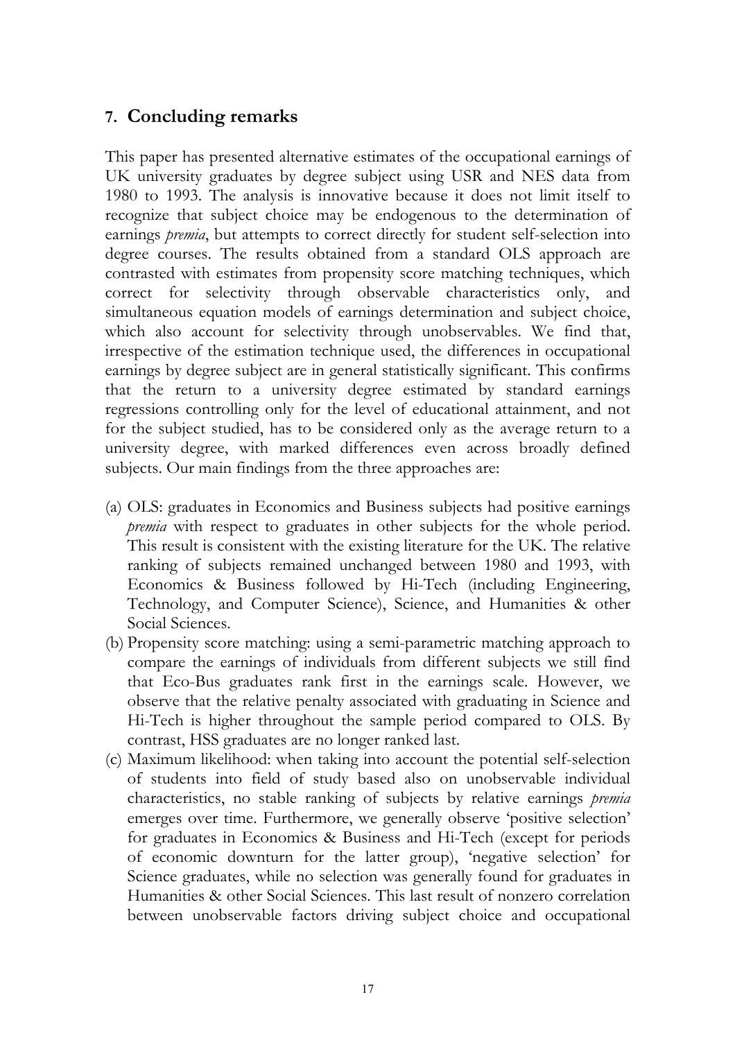## 7. Concluding remarks

This paper has presented alternative estimates of the occupational earnings of UK university graduates by degree subject using USR and NES data from 1980 to 1993. The analysis is innovative because it does not limit itself to recognize that subject choice may be endogenous to the determination of earnings *premia*, but attempts to correct directly for student self-selection into degree courses. The results obtained from a standard OLS approach are contrasted with estimates from propensity score matching techniques, which correct for selectivity through observable characteristics only, and simultaneous equation models of earnings determination and subject choice, which also account for selectivity through unobservables. We find that, irrespective of the estimation technique used, the differences in occupational earnings by degree subject are in general statistically significant. This confirms that the return to a university degree estimated by standard earnings regressions controlling only for the level of educational attainment, and not for the subject studied, has to be considered only as the average return to a university degree, with marked differences even across broadly defined subjects. Our main findings from the three approaches are:

(a) OLS: graduates in Economics and Business subjects had positive earnings *premia* with respect to graduates in other subjects for the whole period. This result is consistent with the existing literature for the UK. The relative ranking of subjects remained unchanged between 1980 and 1993, with Economics & Business followed by Hi-Tech (including Engineering, Technology, and Computer Science), Science, and Humanities & other Social Sciences.

(b) Propensity score matching: using a semi-parametric matching approach to compare the earnings of individuals from different subjects we still find that Eco-Bus graduates rank first in the earnings scale. However, we observe that the relative penalty associated with graduating in Science and Hi-Tech is higher throughout the sample period compared to OLS. By contrast, HSS graduates are no longer ranked last.

(c) Maximum likelihood: when taking into account the potential self-selection of students into field of study based also on unobservable individual characteristics, no stable ranking of subjects by relative earnings *premia* emerges over time. Furthermore, we generally observe 'positive selection' for graduates in Economics & Business and Hi-Tech (except for periods of economic downturn for the latter group), 'negative selection' for Science graduates, while no selection was generally found for graduates in Humanities & other Social Sciences. This last result of nonzero correlation between unobservable factors driving subject choice and occupational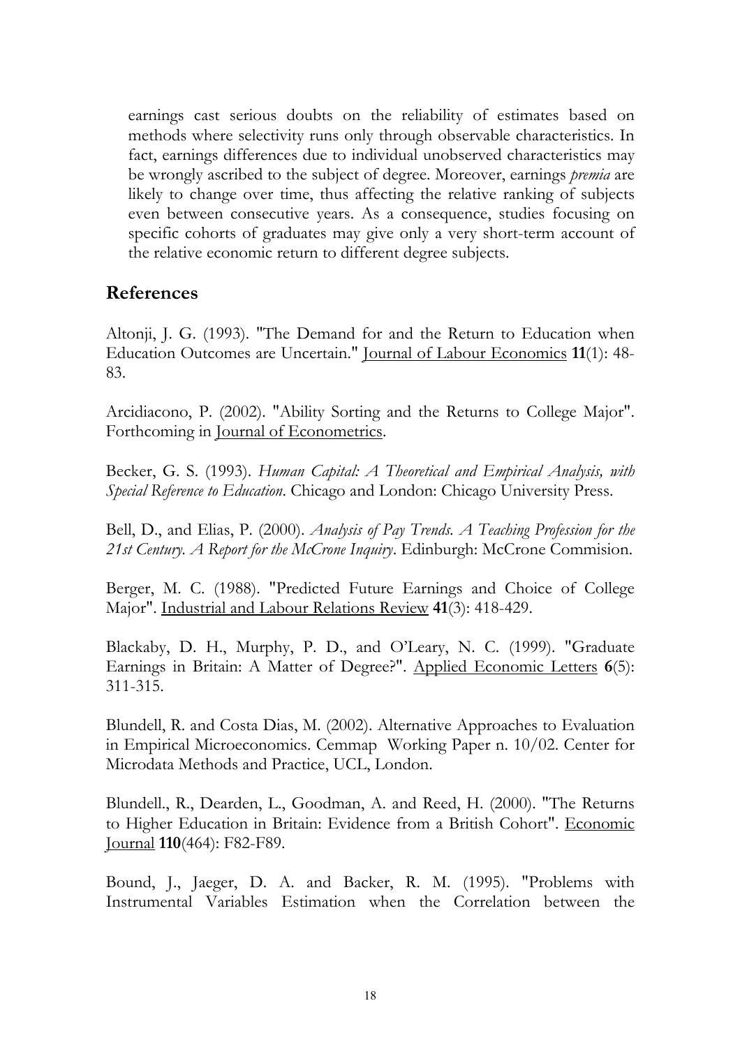earnings cast serious doubts on the reliability of estimates based on methods where selectivity runs only through observable characteristics. In fact, earnings differences due to individual unobserved characteristics may be wrongly ascribed to the subject of degree. Moreover, earnings *premia* are likely to change over time, thus affecting the relative ranking of subjects even between consecutive years. As a consequence, studies focusing on specific cohorts of graduates may give only a very short-term account of the relative economic return to different degree subjects.

## References

Altonji, J. G. (1993). "The Demand for and the Return to Education when Education Outcomes are Uncertain." Journal of Labour Economics **11**(1): 48-83.

Arcidiacono, P. (2002). "Ability Sorting and the Returns to College Major". Forthcoming in Journal of Econometrics.

Becker, G. S. (1993). *Human Capital: A Theoretical and Empirical Analysis, with Special Reference to Education*. Chicago and London: Chicago University Press.

Bell, D., and Elias, P. (2000). *Analysis of Pay Trends. A Teaching Profession for the 21st Century. A Report for the McCrone Inquiry*. Edinburgh: McCrone Commision.

Berger, M. C. (1988). "Predicted Future Earnings and Choice of College Major". Industrial and Labour Relations Review **41**(3): 418-429.

Blackaby, D. H., Murphy, P. D., and O'Leary, N. C. (1999). "Graduate Earnings in Britain: A Matter of Degree?". Applied Economic Letters **6**(5): 311-315.

Blundell, R. and Costa Dias, M. (2002). Alternative Approaches to Evaluation in Empirical Microeconomics. Cemmap Working Paper n. 10/02. Center for Microdata Methods and Practice, UCL, London.

Blundell., R., Dearden, L., Goodman, A. and Reed, H. (2000). "The Returns to Higher Education in Britain: Evidence from a British Cohort". Economic Journal **110**(464): F82-F89.

Bound, J., Jaeger, D. A. and Backer, R. M. (1995). "Problems with Instrumental Variables Estimation when the Correlation between the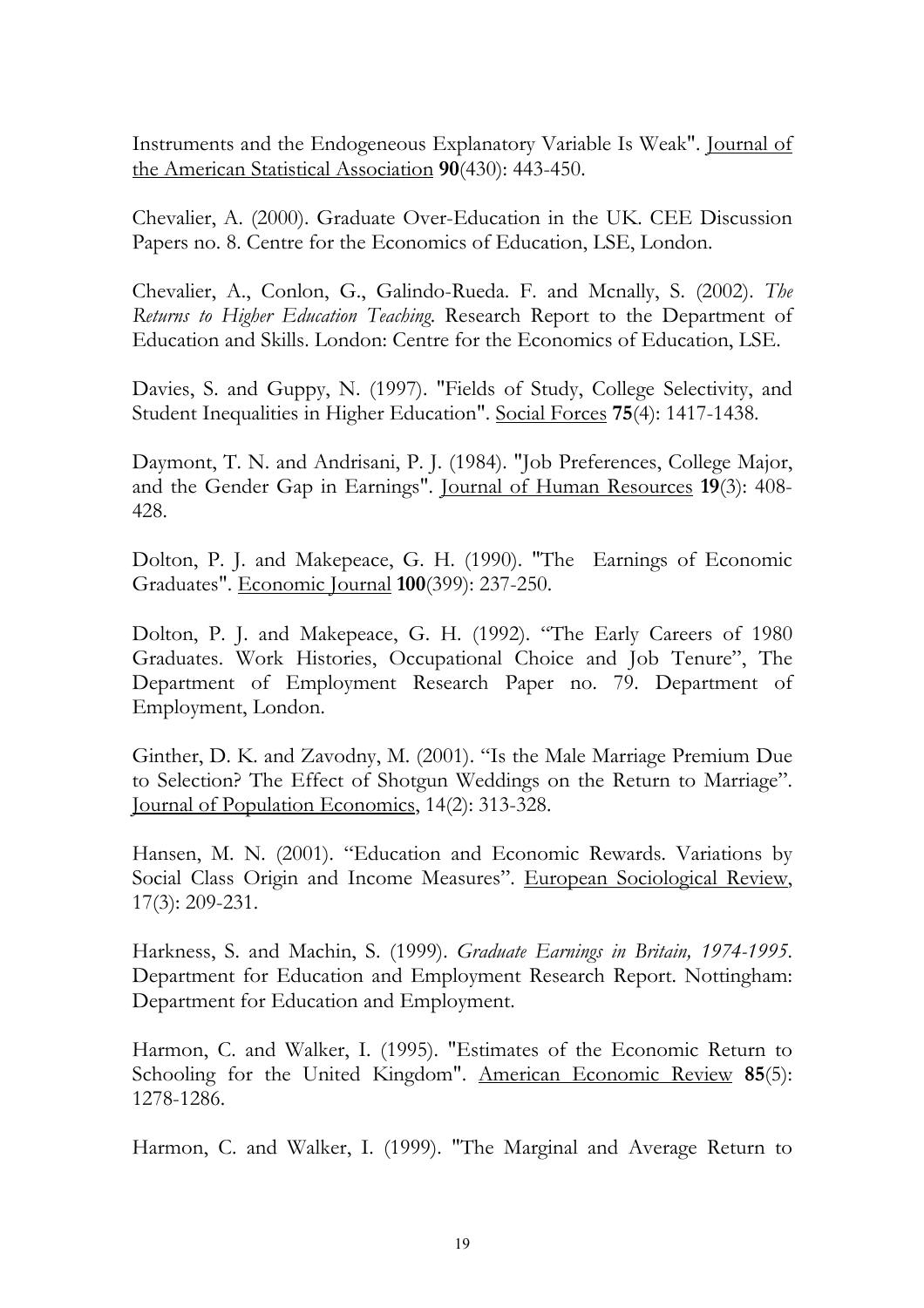Instruments and the Endogeneous Explanatory Variable Is Weak". Journal of the American Statistical Association **90**(430): 443-450.

Chevalier, A. (2000). Graduate Over-Education in the UK. CEE Discussion Papers no. 8. Centre for the Economics of Education, LSE, London.

Chevalier, A., Conlon, G., Galindo-Rueda. F. and Mcnally, S. (2002). *The Returns to Higher Education Teaching*. Research Report to the Department of Education and Skills. London: Centre for the Economics of Education, LSE.

Davies, S. and Guppy, N. (1997). "Fields of Study, College Selectivity, and Student Inequalities in Higher Education". Social Forces **75**(4): 1417-1438.

Daymont, T. N. and Andrisani, P. J. (1984). "Job Preferences, College Major, and the Gender Gap in Earnings". Journal of Human Resources **19**(3): 408-428.

Dolton, P. J. and Makepeace, G. H. (1990). "The Earnings of Economic Graduates". Economic Journal **100**(399): 237-250.

Dolton, P. J. and Makepeace, G. H. (1992). "The Early Careers of 1980 Graduates. Work Histories, Occupational Choice and Job Tenure", The Department of Employment Research Paper no. 79. Department of Employment, London.

Ginther, D. K. and Zavodny, M. (2001). "Is the Male Marriage Premium Due to Selection? The Effect of Shotgun Weddings on the Return to Marriage". Journal of Population Economics, 14(2): 313-328.

Hansen, M. N. (2001). "Education and Economic Rewards. Variations by Social Class Origin and Income Measures". European Sociological Review, 17(3): 209-231.

Harkness, S. and Machin, S. (1999). *Graduate Earnings in Britain, 1974-1995*. Department for Education and Employment Research Report. Nottingham: Department for Education and Employment.

Harmon, C. and Walker, I. (1995). "Estimates of the Economic Return to Schooling for the United Kingdom". American Economic Review **85**(5): 1278-1286.

Harmon, C. and Walker, I. (1999). "The Marginal and Average Return to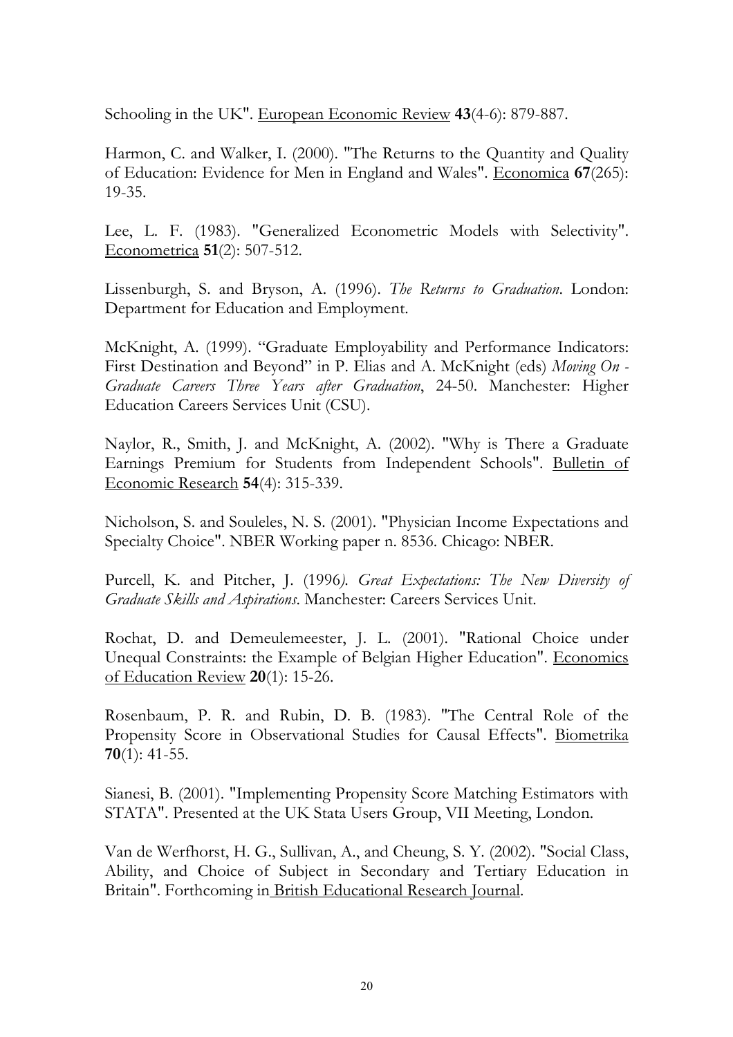Schooling in the UK". European Economic Review **43**(4-6): 879-887.

Harmon, C. and Walker, I. (2000). "The Returns to the Quantity and Quality of Education: Evidence for Men in England and Wales". Economica **67**(265): 19-35.

Lee, L. F. (1983). "Generalized Econometric Models with Selectivity". Econometrica **51**(2): 507-512.

Lissenburgh, S. and Bryson, A. (1996). *The Returns to Graduation*. London: Department for Education and Employment.

McKnight, A. (1999). "Graduate Employability and Performance Indicators: First Destination and Beyond" in P. Elias and A. McKnight (eds) *Moving On - Graduate Careers Three Years after Graduation*, 24-50. Manchester: Higher Education Careers Services Unit (CSU).

Naylor, R., Smith, J. and McKnight, A. (2002). "Why is There a Graduate Earnings Premium for Students from Independent Schools". Bulletin of Economic Research **54**(4): 315-339.

Nicholson, S. and Souleles, N. S. (2001). "Physician Income Expectations and Specialty Choice". NBER Working paper n. 8536. Chicago: NBER.

Purcell, K. and Pitcher, J. (1996). *Great Expectations: The New Diversity of Graduate Skills and Aspirations*. Manchester: Careers Services Unit.

Rochat, D. and Demeulemeester, J. L. (2001). "Rational Choice under Unequal Constraints: the Example of Belgian Higher Education". Economics of Education Review **20**(1): 15-26.

Rosenbaum, P. R. and Rubin, D. B. (1983). "The Central Role of the Propensity Score in Observational Studies for Causal Effects". Biometrika **70**(1): 41-55.

Sianesi, B. (2001). "Implementing Propensity Score Matching Estimators with STATA". Presented at the UK Stata Users Group, VII Meeting, London.

Van de Werfhorst, H. G., Sullivan, A., and Cheung, S. Y. (2002). "Social Class, Ability, and Choice of Subject in Secondary and Tertiary Education in Britain". Forthcoming in British Educational Research Journal.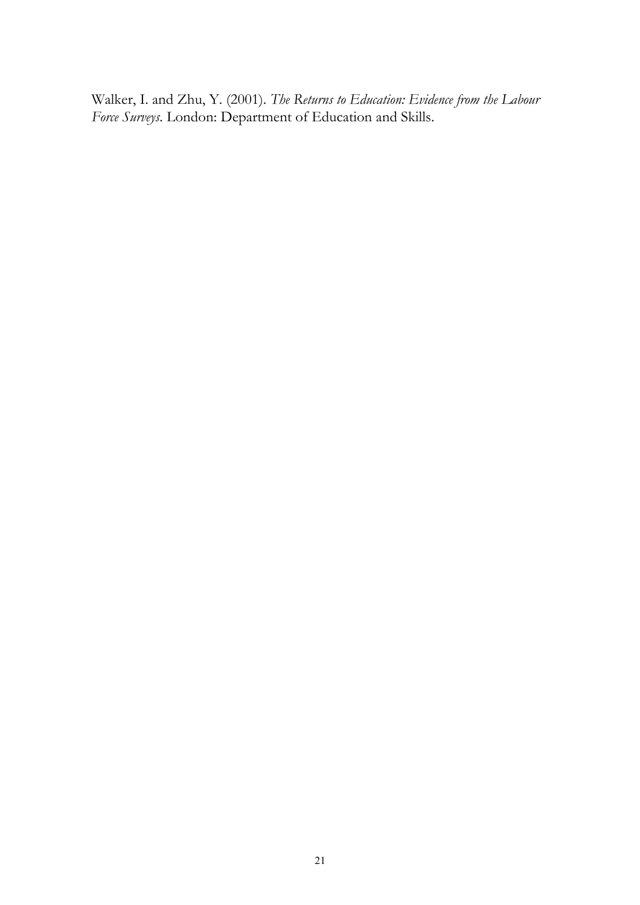Walker, I. and Zhu, Y. (2001). *The Returns to Education: Evidence from the Labour Force Surveys*. London: Department of Education and Skills.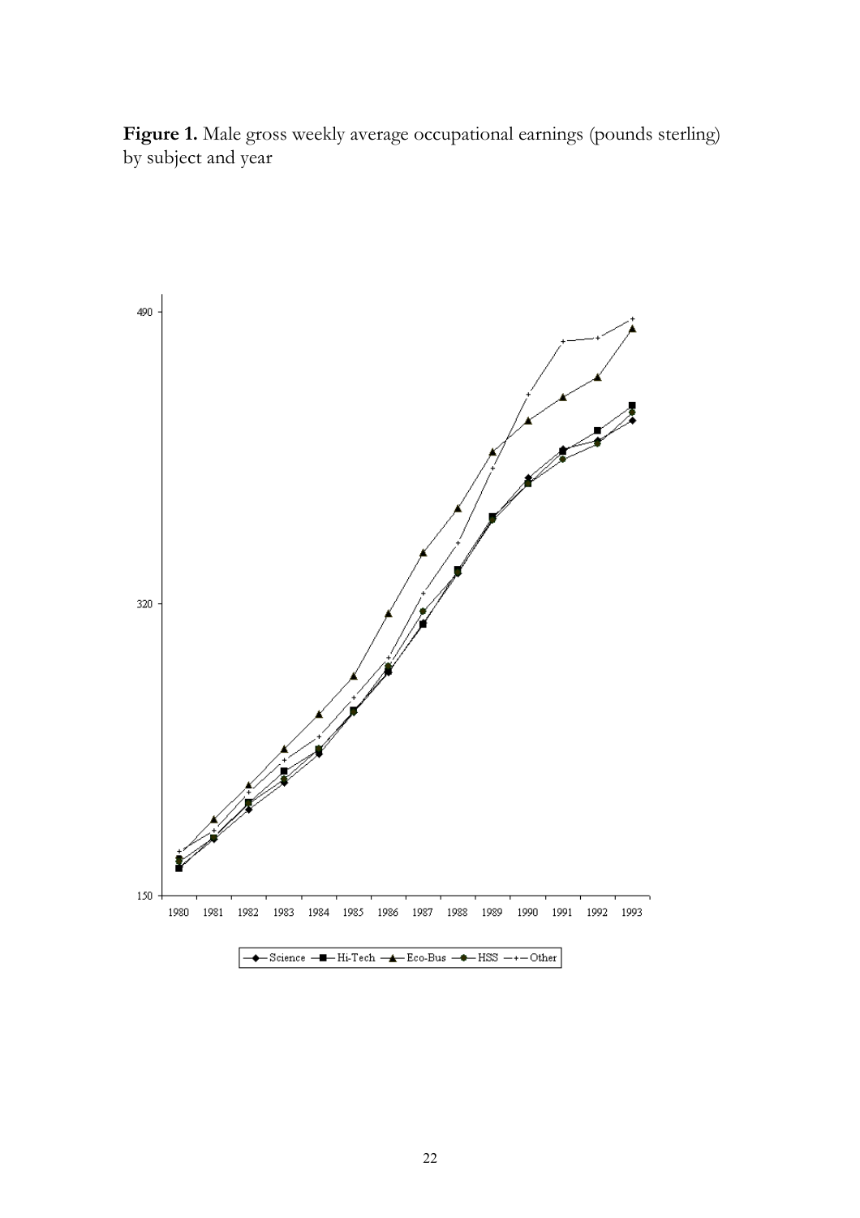**Figure 1.** Male gross weekly average occupational earnings (pounds sterling) by subject and year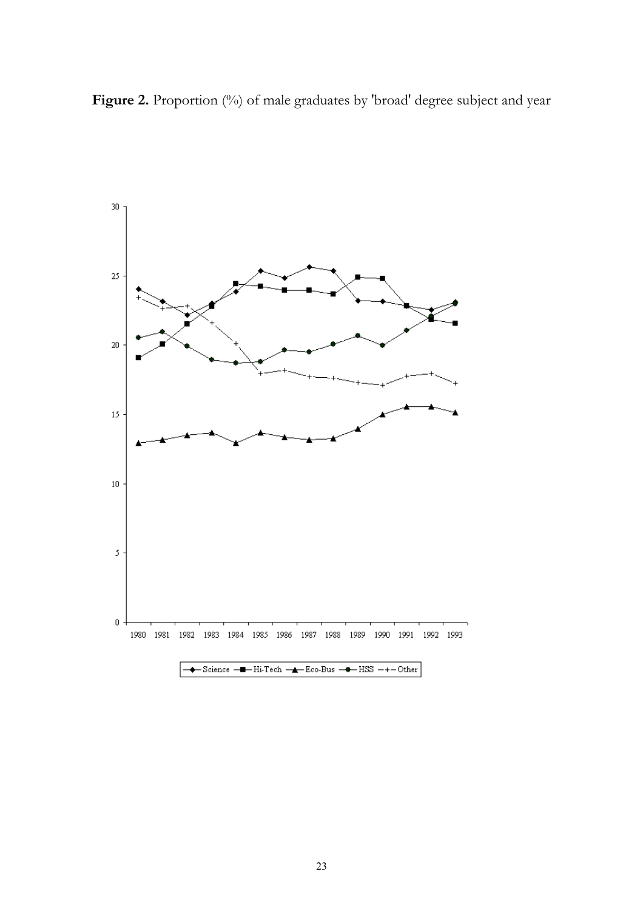**Figure 2.** Proportion (%) of male graduates by 'broad' degree subject and year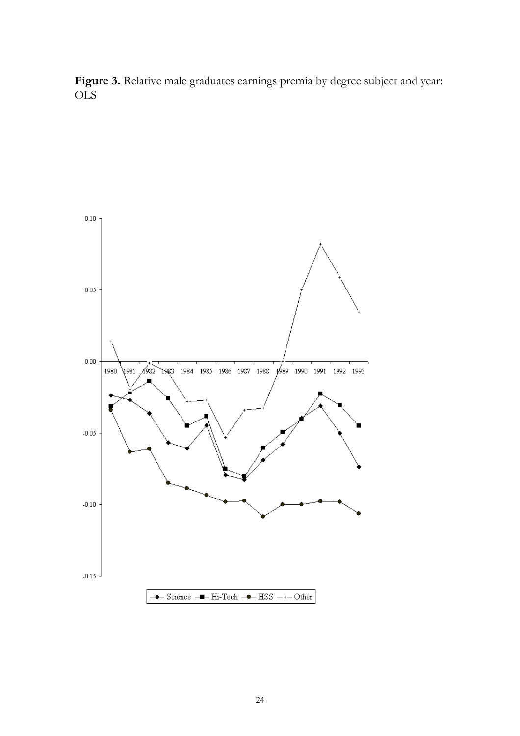**Figure 3.** Relative male graduates earnings premia by degree subject and year: OLS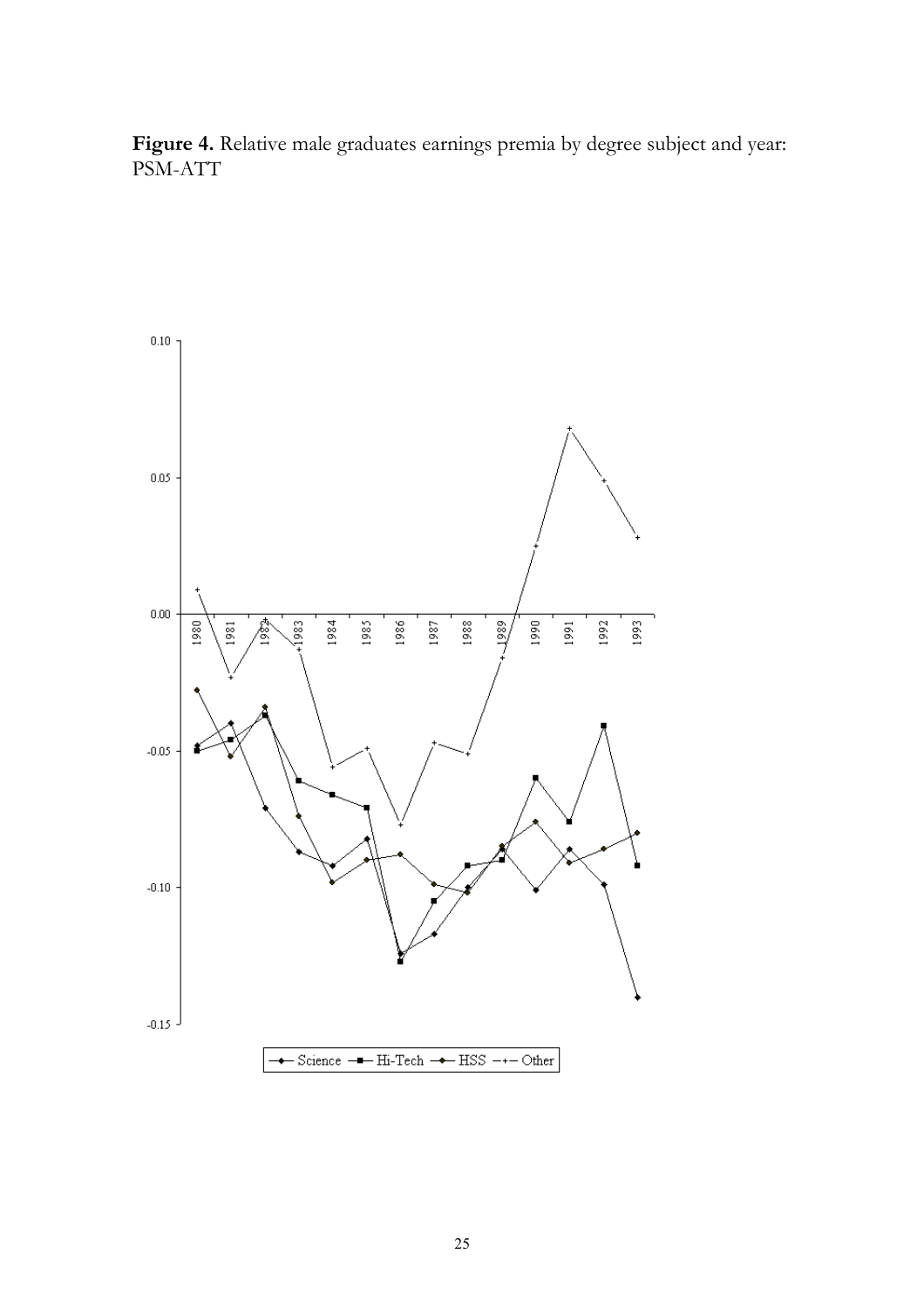**Figure 4.** Relative male graduates earnings premia by degree subject and year: PSM-ATT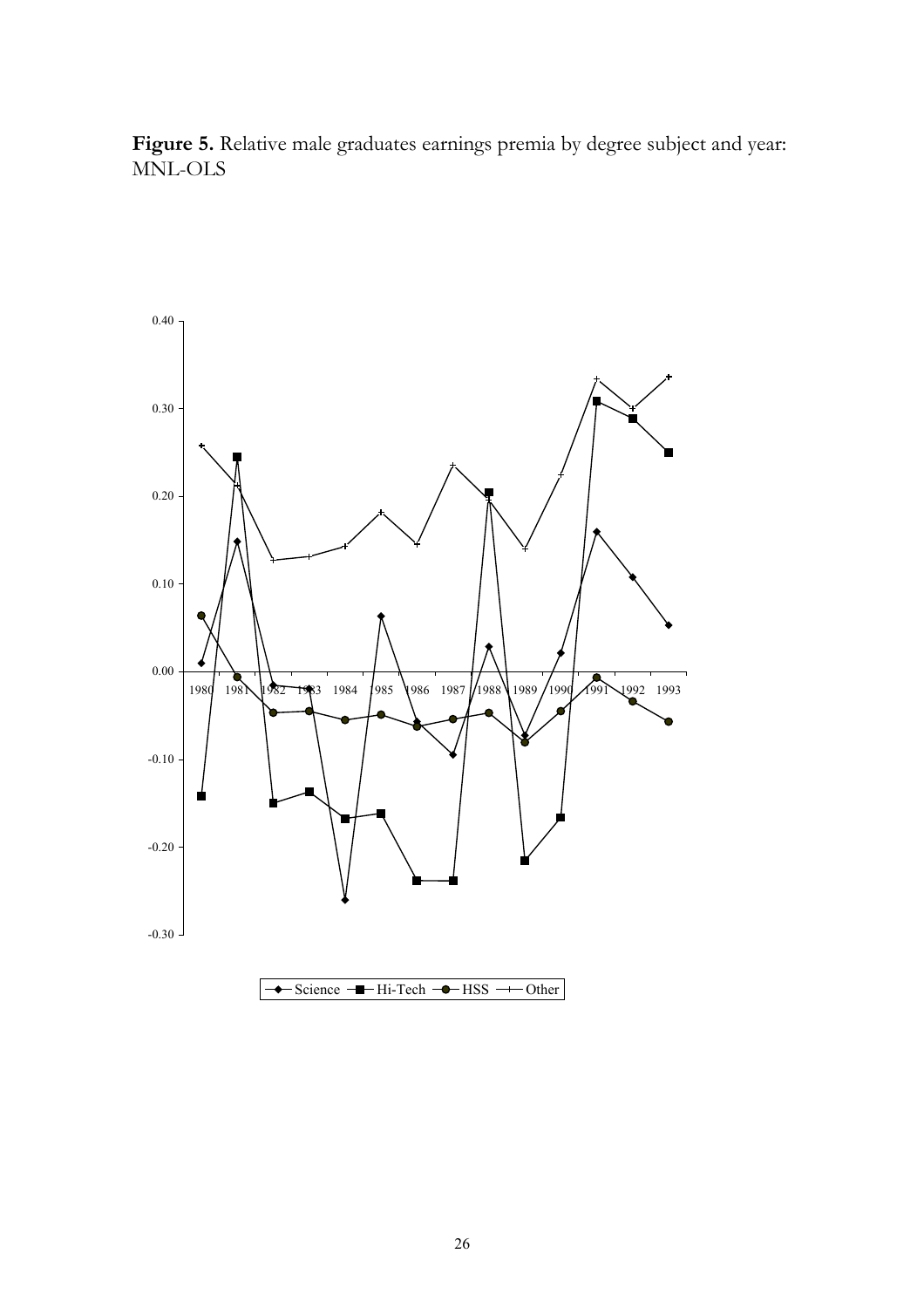**Figure 5.** Relative male graduates earnings premia by degree subject and year: MNL-OLS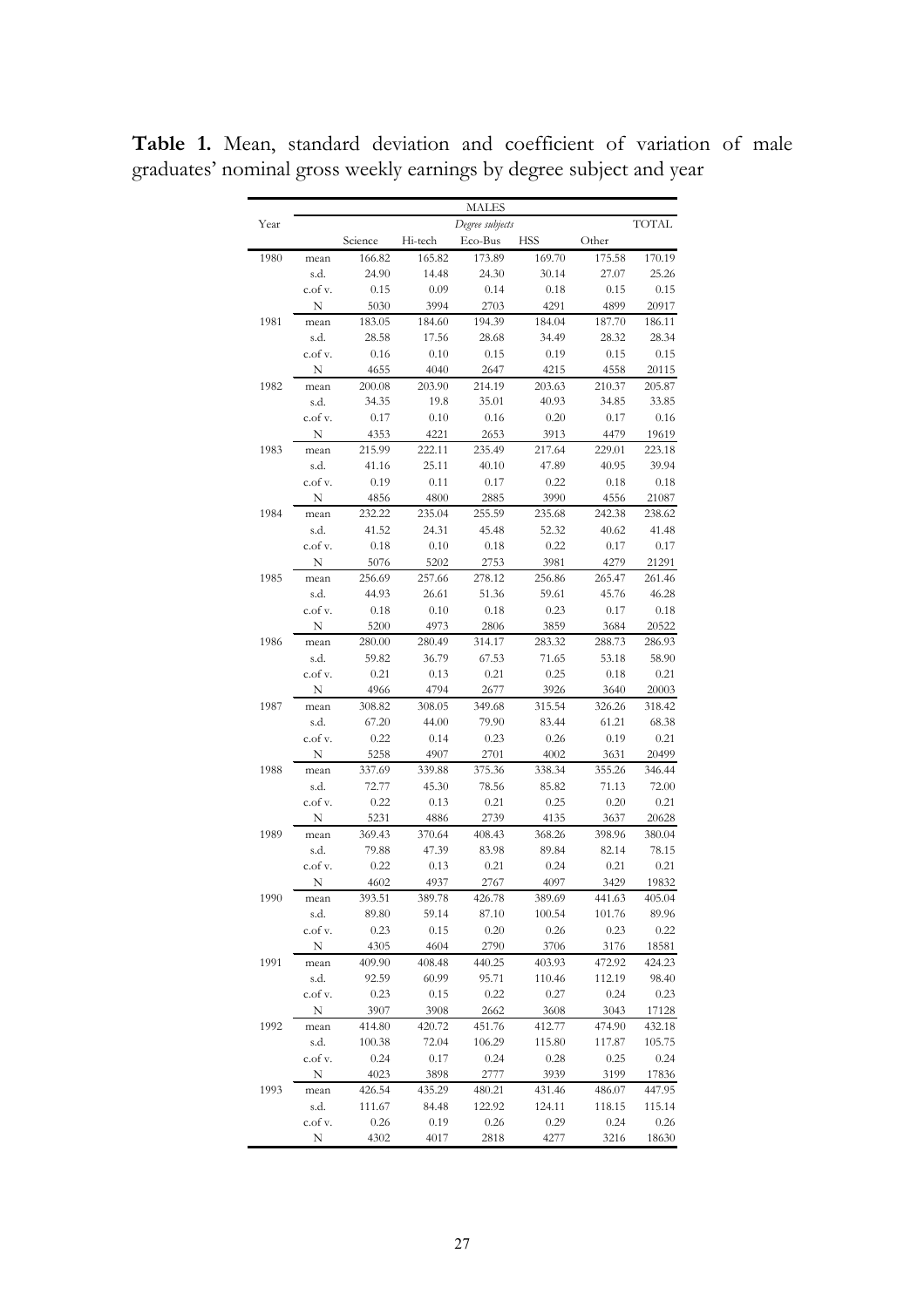**Table 1.** Mean, standard deviation and coefficient of variation of male graduates' nominal gross weekly earnings by degree subject and year

| | | MALES | | | | | |
|---|---|---|---|---|---|---|---|
| Year | | *Degree subjects* | | | | | TOTAL |
| | | Science | Hi-tech | Eco-Bus | HSS | Other | |
| 1980 | mean | 166.82 | 165.82 | 173.89 | 169.70 | 175.58 | 170.19 |
| | s.d. | 24.90 | 14.48 | 24.30 | 30.14 | 27.07 | 25.26 |
| | c.of v. | 0.15 | 0.09 | 0.14 | 0.18 | 0.15 | 0.15 |
| | N | 5030 | 3994 | 2703 | 4291 | 4899 | 20917 |
| 1981 | mean | 183.05 | 184.60 | 194.39 | 184.04 | 187.70 | 186.11 |
| | s.d. | 28.58 | 17.56 | 28.68 | 34.49 | 28.32 | 28.34 |
| | c.of v. | 0.16 | 0.10 | 0.15 | 0.19 | 0.15 | 0.15 |
| | N | 4655 | 4040 | 2647 | 4215 | 4558 | 20115 |
| 1982 | mean | 200.08 | 203.90 | 214.19 | 203.63 | 210.37 | 205.87 |
| | s.d. | 34.35 | 19.8 | 35.01 | 40.93 | 34.85 | 33.85 |
| | c.of v. | 0.17 | 0.10 | 0.16 | 0.20 | 0.17 | 0.16 |
| | N | 4353 | 4221 | 2653 | 3913 | 4479 | 19619 |
| 1983 | mean | 215.99 | 222.11 | 235.49 | 217.64 | 229.01 | 223.18 |
| | s.d. | 41.16 | 25.11 | 40.10 | 47.89 | 40.95 | 39.94 |
| | c.of v. | 0.19 | 0.11 | 0.17 | 0.22 | 0.18 | 0.18 |
| | N | 4856 | 4800 | 2885 | 3990 | 4556 | 21087 |
| 1984 | mean | 232.22 | 235.04 | 255.59 | 235.68 | 242.38 | 238.62 |
| | s.d. | 41.52 | 24.31 | 45.48 | 52.32 | 40.62 | 41.48 |
| | c.of v. | 0.18 | 0.10 | 0.18 | 0.22 | 0.17 | 0.17 |
| | N | 5076 | 5202 | 2753 | 3981 | 4279 | 21291 |
| 1985 | mean | 256.69 | 257.66 | 278.12 | 256.86 | 265.47 | 261.46 |
| | s.d. | 44.93 | 26.61 | 51.36 | 59.61 | 45.76 | 46.28 |
| | c.of v. | 0.18 | 0.10 | 0.18 | 0.23 | 0.17 | 0.18 |
| | N | 5200 | 4973 | 2806 | 3859 | 3684 | 20522 |
| 1986 | mean | 280.00 | 280.49 | 314.17 | 283.32 | 288.73 | 286.93 |
| | s.d. | 59.82 | 36.79 | 67.53 | 71.65 | 53.18 | 58.90 |
| | c.of v. | 0.21 | 0.13 | 0.21 | 0.25 | 0.18 | 0.21 |
| | N | 4966 | 4794 | 2677 | 3926 | 3640 | 20003 |
| 1987 | mean | 308.82 | 308.05 | 349.68 | 315.54 | 326.26 | 318.42 |
| | s.d. | 67.20 | 44.00 | 79.90 | 83.44 | 61.21 | 68.38 |
| | c.of v. | 0.22 | 0.14 | 0.23 | 0.26 | 0.19 | 0.21 |
| | N | 5258 | 4907 | 2701 | 4002 | 3631 | 20499 |
| 1988 | mean | 337.69 | 339.88 | 375.36 | 338.34 | 355.26 | 346.44 |
| | s.d. | 72.77 | 45.30 | 78.56 | 85.82 | 71.13 | 72.00 |
| | c.of v. | 0.22 | 0.13 | 0.21 | 0.25 | 0.20 | 0.21 |
| | N | 5231 | 4886 | 2739 | 4135 | 3637 | 20628 |
| 1989 | mean | 369.43 | 370.64 | 408.43 | 368.26 | 398.96 | 380.04 |
| | s.d. | 79.88 | 47.39 | 83.98 | 89.84 | 82.14 | 78.15 |
| | c.of v. | 0.22 | 0.13 | 0.21 | 0.24 | 0.21 | 0.21 |
| | N | 4602 | 4937 | 2767 | 4097 | 3429 | 19832 |
| 1990 | mean | 393.51 | 389.78 | 426.78 | 389.69 | 441.63 | 405.04 |
| | s.d. | 89.80 | 59.14 | 87.10 | 100.54 | 101.76 | 89.96 |
| | c.of v. | 0.23 | 0.15 | 0.20 | 0.26 | 0.23 | 0.22 |
| | N | 4305 | 4604 | 2790 | 3706 | 3176 | 18581 |
| 1991 | mean | 409.90 | 408.48 | 440.25 | 403.93 | 472.92 | 424.23 |
| | s.d. | 92.59 | 60.99 | 95.71 | 110.46 | 112.19 | 98.40 |
| | c.of v. | 0.23 | 0.15 | 0.22 | 0.27 | 0.24 | 0.23 |
| | N | 3907 | 3908 | 2662 | 3608 | 3043 | 17128 |
| 1992 | mean | 414.80 | 420.72 | 451.76 | 412.77 | 474.90 | 432.18 |
| | s.d. | 100.38 | 72.04 | 106.29 | 115.80 | 117.87 | 105.75 |
| | c.of v. | 0.24 | 0.17 | 0.24 | 0.28 | 0.25 | 0.24 |
| | N | 4023 | 3898 | 2777 | 3939 | 3199 | 17836 |
| 1993 | mean | 426.54 | 435.29 | 480.21 | 431.46 | 486.07 | 447.95 |
| | s.d. | 111.67 | 84.48 | 122.92 | 124.11 | 118.15 | 115.14 |
| | c.of v. | 0.26 | 0.19 | 0.26 | 0.29 | 0.24 | 0.26 |
| | N | 4302 | 4017 | 2818 | 4277 | 3216 | 18630 |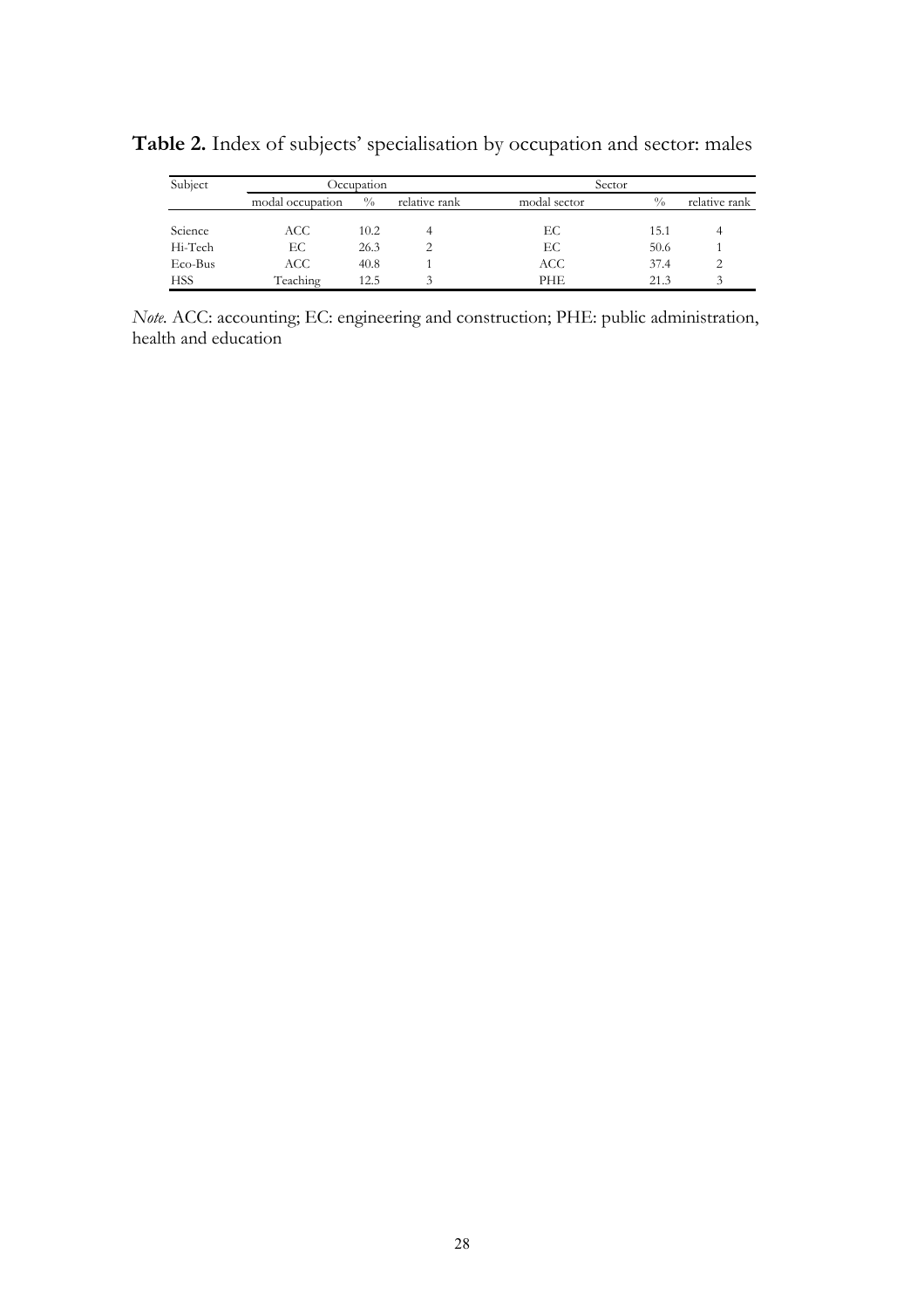**Table 2.** Index of subjects' specialisation by occupation and sector: males

| Subject | Occupation | | | Sector | | |
|---|---|---|---|---|---|---|
| | modal occupation | % | relative rank | modal sector | % | relative rank |
| Science | ACC | 10.2 | 4 | EC | 15.1 | 4 |
| Hi-Tech | EC | 26.3 | 2 | EC | 50.6 | 1 |
| Eco-Bus | ACC | 40.8 | 1 | ACC | 37.4 | 2 |
| HSS | Teaching | 12.5 | 3 | PHE | 21.3 | 3 |

*Note.* ACC: accounting; EC: engineering and construction; PHE: public administration, health and education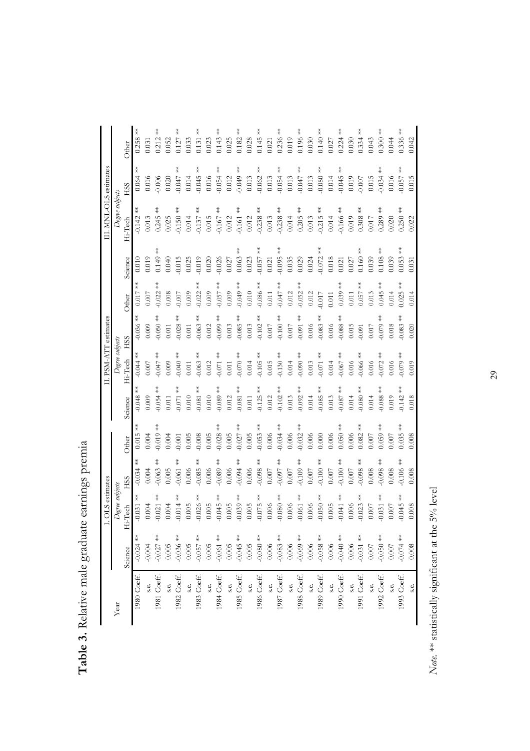**Table 3.** Relative male graduate earnings premia

| Year | | I. OLS estimates | | | | II. PSM-ATT estimates | | | | III. MNL-OLS estimates | | | |
|---|---|---|---|---|---|---|---|---|---|---|---|---|---|
| | | *Degree subjects* | | | | *Degree subjects* | | | | *Degree subjects* | | | |
| | | Science | Hi-Tech | HSS | Other | Science | Hi-Tech | HSS | Other | Science | Hi-Tech | HSS | Other |
| 1980 | Coeff. | -0.024 ** | -0.031 ** | -0.034 ** | 0.015 ** | -0.048 ** | -0.044 ** | -0.036 ** | 0.017 ** | 0.010 | -0.142 ** | 0.064 ** | 0.258 ** |
| | s.e. | -0.004 | 0.004 | 0.004 | 0.004 | 0.009 | 0.007 | 0.009 | 0.007 | 0.019 | 0.013 | 0.016 | 0.031 |
| 1981 | Coeff. | -0.027 ** | -0.021 ** | -0.063 ** | -0.019 ** | -0.054 ** | -0.047 ** | -0.050 ** | -0.022 ** | 0.149 ** | 0.245 ** | -0.006 | 0.212 ** |
| | s.e. | 0.005 | 0.004 | 0.005 | 0.004 | 0.011 | 0.009 | 0.011 | 0.008 | 0.040 | 0.025 | 0.020 | 0.052 |
| 1982 | Coeff. | -0.036 ** | -0.014 ** | -0.061 ** | -0.001 | -0.071 ** | -0.040 ** | -0.028 ** | -0.007 | -0.015 | -0.150 ** | -0.047 ** | 0.127 ** |
| | s.e. | 0.005 | 0.005 | 0.006 | 0.005 | 0.010 | 0.011 | 0.011 | 0.009 | 0.025 | 0.014 | 0.014 | 0.033 |
| 1983 | Coeff. | -0.057 ** | -0.026 ** | -0.085 ** | -0.008 | -0.081 ** | -0.063 ** | -0.063 ** | -0.022 ** | -0.019 | -0.137 ** | -0.045 ** | 0.131 ** |
| | s.e. | 0.005 | 0.005 | 0.006 | 0.005 | 0.010 | 0.012 | 0.012 | 0.009 | 0.020 | 0.015 | 0.016 | 0.023 |
| 1984 | Coeff. | -0.061 ** | -0.045 ** | -0.089 ** | -0.028 ** | -0.089 ** | -0.071 ** | -0.099 ** | -0.057 ** | -0.026 | -0.167 ** | -0.054 ** | 0.143 ** |
| | s.e. | 0.005 | 0.005 | 0.006 | 0.005 | 0.012 | 0.011 | 0.013 | 0.009 | 0.027 | 0.012 | 0.012 | 0.025 |
| 1985 | Coeff. | -0.045 ** | -0.039 ** | -0.094 ** | -0.027 ** | -0.081 ** | -0.070 ** | -0.085 ** | -0.049 ** | 0.063 ** | -0.161 ** | -0.049 ** | 0.182 ** |
| | s.e. | 0.005 | 0.005 | 0.006 | 0.005 | 0.011 | 0.014 | 0.013 | 0.010 | 0.023 | 0.012 | 0.013 | 0.028 |
| 1986 | Coeff. | -0.080 ** | -0.075 ** | -0.098 ** | -0.053 ** | -0.125 ** | -0.105 ** | -0.102 ** | -0.086 ** | -0.057 ** | -0.238 ** | -0.062 ** | 0.145 ** |
| | s.e. | 0.006 | 0.006 | 0.007 | 0.006 | 0.012 | 0.015 | 0.017 | 0.011 | 0.021 | 0.013 | 0.013 | 0.021 |
| 1987 | Coeff. | -0.083 ** | -0.080 ** | -0.097 ** | -0.034 ** | -0.102 ** | -0.130 ** | -0.100 ** | -0.047 ** | -0.095 ** | -0.238 ** | -0.054 ** | 0.236 ** |
| | s.e. | 0.006 | 0.006 | 0.007 | 0.006 | 0.013 | 0.014 | 0.017 | 0.012 | 0.035 | 0.014 | 0.013 | 0.019 |
| 1988 | Coeff. | -0.069 ** | -0.061 ** | -0.109 ** | -0.032 ** | -0.092 ** | -0.090 ** | -0.091 ** | -0.052 ** | 0.029 | 0.205 ** | -0.047 ** | 0.196 ** |
| | s.e. | 0.006 | 0.006 | 0.007 | 0.006 | 0.014 | 0.013 | 0.016 | 0.012 | 0.024 | 0.013 | 0.013 | 0.030 |
| 1989 | Coeff. | -0.058 ** | -0.050 ** | -0.100 ** | 0.000 | -0.085 ** | -0.071 ** | -0.083 ** | -0.017 | -0.072 ** | -0.215 ** | -0.080 ** | 0.140 ** |
| | s.e. | 0.006 | 0.005 | 0.007 | 0.006 | 0.013 | 0.014 | 0.016 | 0.011 | 0.018 | 0.014 | 0.014 | 0.027 |
| 1990 | Coeff. | -0.040 ** | -0.041 ** | -0.100 ** | 0.050 ** | -0.087 ** | -0.067 ** | -0.088 ** | 0.039 ** | 0.021 | -0.166 ** | -0.045 ** | 0.224 ** |
| | s.e. | 0.006 | 0.006 | 0.007 | 0.006 | 0.014 | 0.016 | 0.015 | 0.011 | 0.027 | 0.019 | 0.019 | 0.030 |
| 1991 | Coeff. | -0.031 ** | -0.023 ** | -0.098 ** | 0.082 ** | -0.080 ** | -0.066 ** | -0.091 | 0.057 ** | 0.160 ** | 0.308 ** | -0.007 | 0.334 ** |
| | s.e. | 0.007 | 0.007 | 0.008 | 0.007 | 0.014 | 0.016 | 0.017 | 0.013 | 0.039 | 0.017 | 0.015 | 0.043 |
| 1992 | Coeff. | -0.050 ** | -0.031 ** | -0.098 ** | 0.059 ** | -0.088 ** | -0.072 ** | -0.079 ** | 0.045 ** | 0.108 ** | 0.289 ** | -0.034 ** | 0.300 ** |
| | s.e. | 0.007 | 0.007 | 0.008 | 0.007 | 0.019 | 0.016 | 0.018 | 0.014 | 0.039 | 0.020 | 0.016 | 0.044 |
| 1993 | Coeff. | -0.074 ** | -0.045 ** | -0.106 ** | 0.035 ** | -0.142 ** | -0.079 ** | -0.083 ** | 0.025 ** | 0.053 ** | 0.250 ** | -0.057 ** | 0.336 ** |
| | s.e. | 0.008 | 0.008 | 0.008 | 0.008 | 0.018 | 0.019 | 0.020 | 0.014 | 0.031 | 0.022 | 0.015 | 0.042 |

*Note.* ** statistically significant at the 5% level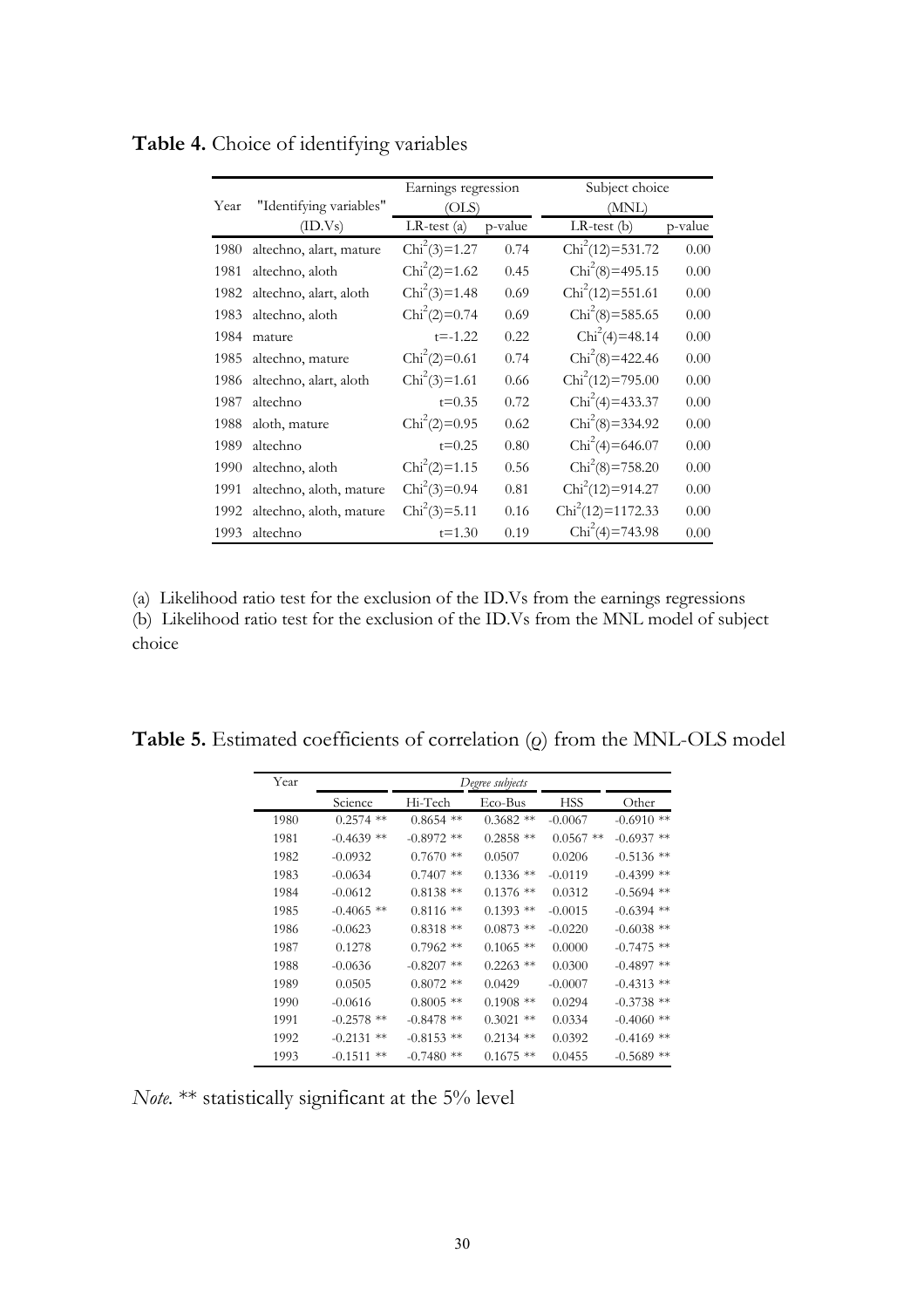**Table 4.** Choice of identifying variables

| Year | "Identifying variables" (ID.Vs) | Earnings regression (OLS) | | Subject choice (MNL) | |
|---|---|---|---|---|---|
| | | LR-test (a) | p-value | LR-test (b) | p-value |
| 1980 | altechno, alart, mature | $Chi^2(3)=1.27$ | 0.74 | $Chi^2(12)=531.72$ | 0.00 |
| 1981 | altechno, aloth | $Chi^2(2)=1.62$ | 0.45 | $Chi^2(8)=495.15$ | 0.00 |
| 1982 | altechno, alart, aloth | $Chi^2(3)=1.48$ | 0.69 | $Chi^2(12)=551.61$ | 0.00 |
| 1983 | altechno, aloth | $Chi^2(2)=0.74$ | 0.69 | $Chi^2(8)=585.65$ | 0.00 |
| 1984 | mature | $t=-1.22$ | 0.22 | $Chi^2(4)=48.14$ | 0.00 |
| 1985 | altechno, mature | $Chi^2(2)=0.61$ | 0.74 | $Chi^2(8)=422.46$ | 0.00 |
| 1986 | altechno, alart, aloth | $Chi^2(3)=1.61$ | 0.66 | $Chi^2(12)=795.00$ | 0.00 |
| 1987 | altechno | $t=0.35$ | 0.72 | $Chi^2(4)=433.37$ | 0.00 |
| 1988 | aloth, mature | $Chi^2(2)=0.95$ | 0.62 | $Chi^2(8)=334.92$ | 0.00 |
| 1989 | altechno | $t=0.25$ | 0.80 | $Chi^2(4)=646.07$ | 0.00 |
| 1990 | altechno, aloth | $Chi^2(2)=1.15$ | 0.56 | $Chi^2(8)=758.20$ | 0.00 |
| 1991 | altechno, aloth, mature | $Chi^2(3)=0.94$ | 0.81 | $Chi^2(12)=914.27$ | 0.00 |
| 1992 | altechno, aloth, mature | $Chi^2(3)=5.11$ | 0.16 | $Chi^2(12)=1172.33$ | 0.00 |
| 1993 | altechno | $t=1.30$ | 0.19 | $Chi^2(4)=743.98$ | 0.00 |

(a) Likelihood ratio test for the exclusion of the ID.Vs from the earnings regressions
(b) Likelihood ratio test for the exclusion of the ID.Vs from the MNL model of subject choice

**Table 5.** Estimated coefficients of correlation ($\rho$) from the MNL-OLS model

| Year | *Degree subjects* | | | | |
|---|---|---|---|---|---|
| | Science | Hi-Tech | Eco-Bus | HSS | Other |
| 1980 | 0.2574 ** | 0.8654 ** | 0.3682 ** | -0.0067 | -0.6910 ** |
| 1981 | -0.4639 ** | -0.8972 ** | 0.2858 ** | 0.0567 ** | -0.6937 ** |
| 1982 | -0.0932 | 0.7670 ** | 0.0507 | 0.0206 | -0.5136 ** |
| 1983 | -0.0634 | 0.7407 ** | 0.1336 ** | -0.0119 | -0.4399 ** |
| 1984 | -0.0612 | 0.8138 ** | 0.1376 ** | 0.0312 | -0.5694 ** |
| 1985 | -0.4065 ** | 0.8116 ** | 0.1393 ** | -0.0015 | -0.6394 ** |
| 1986 | -0.0623 | 0.8318 ** | 0.0873 ** | -0.0220 | -0.6038 ** |
| 1987 | 0.1278 | 0.7962 ** | 0.1065 ** | 0.0000 | -0.7475 ** |
| 1988 | -0.0636 | -0.8207 ** | 0.2263 ** | 0.0300 | -0.4897 ** |
| 1989 | 0.0505 | 0.8072 ** | 0.0429 | -0.0007 | -0.4313 ** |
| 1990 | -0.0616 | 0.8005 ** | 0.1908 ** | 0.0294 | -0.3738 ** |
| 1991 | -0.2578 ** | -0.8478 ** | 0.3021 ** | 0.0334 | -0.4060 ** |
| 1992 | -0.2131 ** | -0.8153 ** | 0.2134 ** | 0.0392 | -0.4169 ** |
| 1993 | -0.1511 ** | -0.7480 ** | 0.1675 ** | 0.0455 | -0.5689 ** |

*Note.* ** statistically significant at the 5% level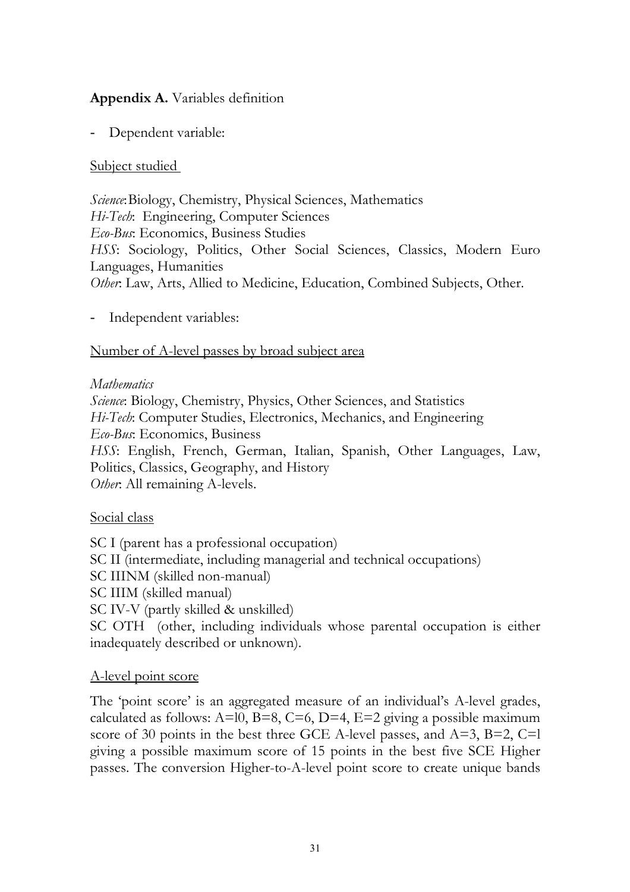**Appendix A.** Variables definition

- Dependent variable:

<u>Subject studied</u>

*Science*: Biology, Chemistry, Physical Sciences, Mathematics
*Hi-Tech*: Engineering, Computer Sciences
*Eco-Bus*: Economics, Business Studies
*HSS*: Sociology, Politics, Other Social Sciences, Classics, Modern Euro Languages, Humanities
*Other*: Law, Arts, Allied to Medicine, Education, Combined Subjects, Other.

- Independent variables:

<u>Number of A-level passes by broad subject area</u>

*Mathematics*
*Science*: Biology, Chemistry, Physics, Other Sciences, and Statistics
*Hi-Tech*: Computer Studies, Electronics, Mechanics, and Engineering
*Eco-Bus*: Economics, Business
*HSS*: English, French, German, Italian, Spanish, Other Languages, Law, Politics, Classics, Geography, and History
*Other*: All remaining A-levels.

<u>Social class</u>

SC I (parent has a professional occupation)
SC II (intermediate, including managerial and technical occupations)
SC IIINM (skilled non-manual)
SC IIIM (skilled manual)
SC IV-V (partly skilled & unskilled)
SC OTH (other, including individuals whose parental occupation is either inadequately described or unknown).

<u>A-level point score</u>

The 'point score' is an aggregated measure of an individual's A-level grades, calculated as follows: A=l0, B=8, C=6, D=4, E=2 giving a possible maximum score of 30 points in the best three GCE A-level passes, and A=3, B=2, C=l giving a possible maximum score of 15 points in the best five SCE Higher passes. The conversion Higher-to-A-level point score to create unique bands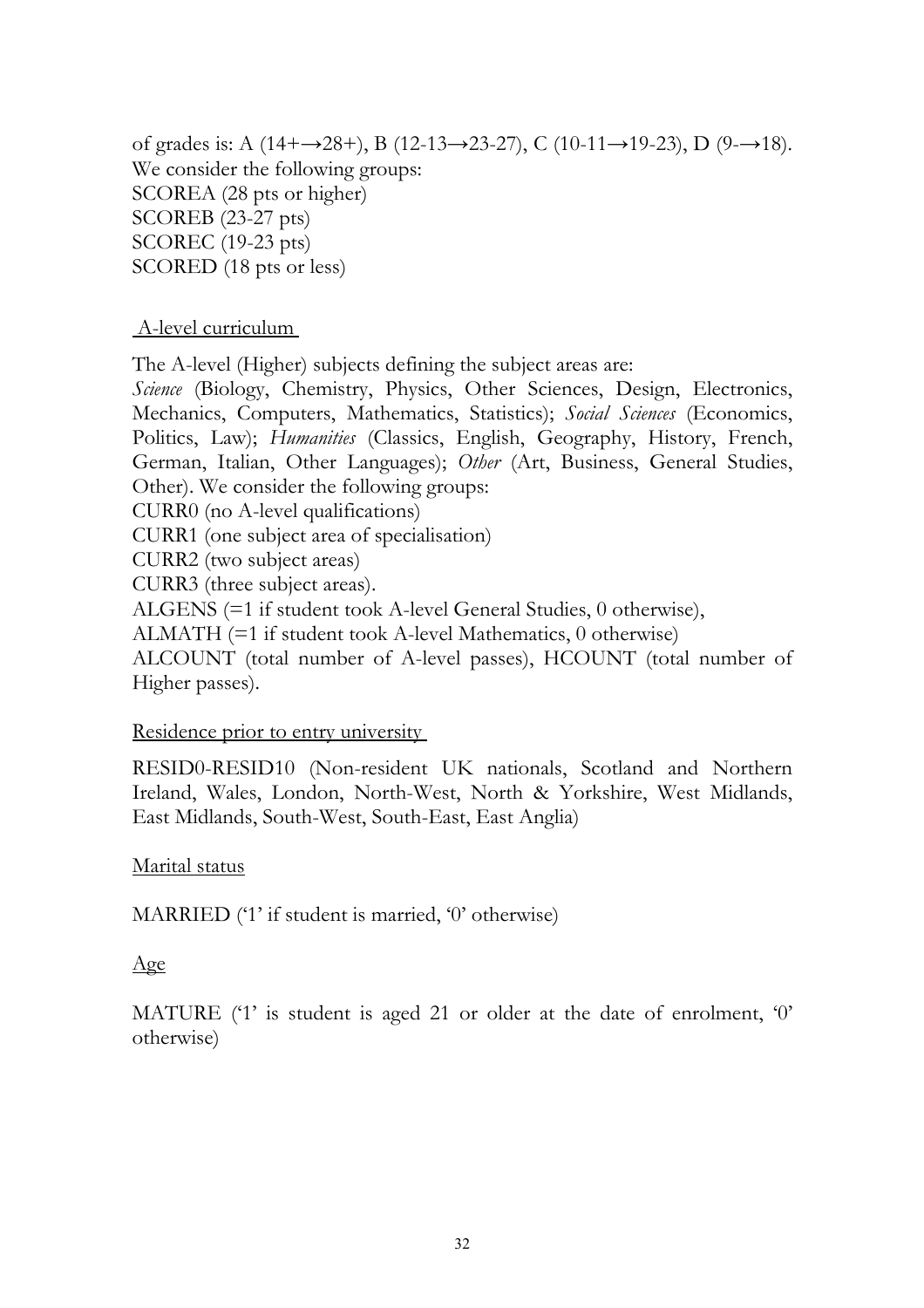of grades is: A (14+→28+), B (12-13→23-27), C (10-11→19-23), D (9-→18). We consider the following groups:
SCOREA (28 pts or higher)
SCOREB (23-27 pts)
SCOREC (19-23 pts)
SCORED (18 pts or less)

A-level curriculum

The A-level (Higher) subjects defining the subject areas are:
*Science* (Biology, Chemistry, Physics, Other Sciences, Design, Electronics, Mechanics, Computers, Mathematics, Statistics); *Social Sciences* (Economics, Politics, Law); *Humanities* (Classics, English, Geography, History, French, German, Italian, Other Languages); *Other* (Art, Business, General Studies, Other). We consider the following groups:
CURR0 (no A-level qualifications)
CURR1 (one subject area of specialisation)
CURR2 (two subject areas)
CURR3 (three subject areas).
ALGENS (=1 if student took A-level General Studies, 0 otherwise),
ALMATH (=1 if student took A-level Mathematics, 0 otherwise)
ALCOUNT (total number of A-level passes), HCOUNT (total number of Higher passes).

Residence prior to entry university

RESID0-RESID10 (Non-resident UK nationals, Scotland and Northern Ireland, Wales, London, North-West, North & Yorkshire, West Midlands, East Midlands, South-West, South-East, East Anglia)

Marital status

MARRIED ('1' if student is married, '0' otherwise)

Age

MATURE ('1' is student is aged 21 or older at the date of enrolment, '0' otherwise)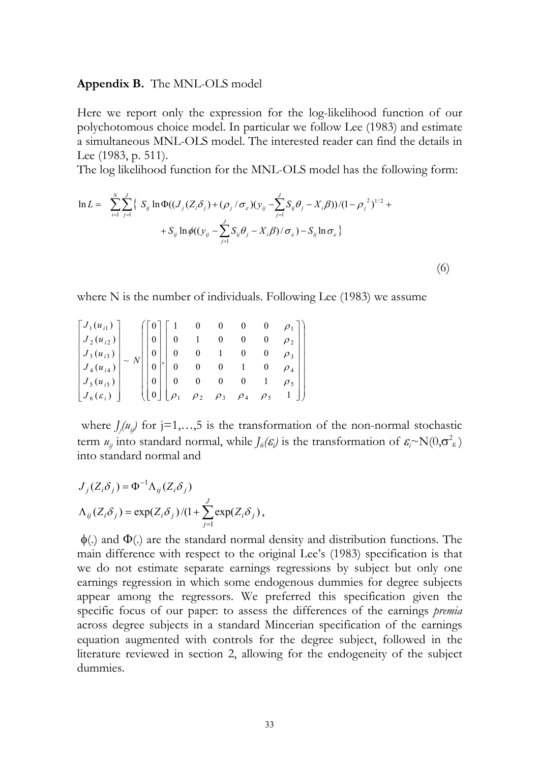**Appendix B.** The MNL-OLS model

Here we report only the expression for the log-likelihood function of our polychotomous choice model. In particular we follow Lee (1983) and estimate a simultaneous MNL-OLS model. The interested reader can find the details in Lee (1983, p. 511).

The log likelihood function for the MNL-OLS model has the following form:

$$
\begin{aligned}
\ln L = \sum_{i=1}^{N}\sum_{j=1}^{J}\Big\{ & S_{ij}\ln\Phi\Big((J_j(Z_i\delta_j) + (\rho_j/\sigma_\varepsilon)(y_{ij} - \sum_{j=1}^{J} S_{ij}\theta_j - X_i\beta))/(1-\rho_j{}^2)^{1/2} + \\
& + S_{ij}\ln\phi\Big((y_{ij} - \sum_{j=1}^{J} S_{ij}\theta_j - X_i\beta)/\sigma_\varepsilon\Big) - S_{ij}\ln\sigma_\varepsilon\Big\}
\end{aligned}
\tag{6}
$$

where N is the number of individuals. Following Lee (1983) we assume

$$
\begin{bmatrix} J_1(u_{i1}) \\ J_2(u_{i2}) \\ J_3(u_{i3}) \\ J_4(u_{i4}) \\ J_5(u_{i5}) \\ J_6(\varepsilon_i) \end{bmatrix} \sim N\left( \begin{bmatrix} 0 \\ 0 \\ 0 \\ 0 \\ 0 \\ 0 \end{bmatrix}, \begin{bmatrix} 1 & 0 & 0 & 0 & 0 & \rho_1 \\ 0 & 1 & 0 & 0 & 0 & \rho_2 \\ 0 & 0 & 1 & 0 & 0 & \rho_3 \\ 0 & 0 & 0 & 1 & 0 & \rho_4 \\ 0 & 0 & 0 & 0 & 1 & \rho_5 \\ \rho_1 & \rho_2 & \rho_3 & \rho_4 & \rho_5 & 1 \end{bmatrix} \right)
$$

where $J_j(u_{ij})$ for j=1,…,5 is the transformation of the non-normal stochastic term $u_{ij}$ into standard normal, while $J_6(\varepsilon_i)$ is the transformation of $\varepsilon_i \sim N(0,\sigma^2_\varepsilon)$ into standard normal and

$$
J_j(Z_i\delta_j) = \Phi^{-1}\Lambda_{ij}(Z_i\delta_j)
$$

$$
\Lambda_{ij}(Z_i\delta_j) = \exp(Z_i\delta_j)/(1 + \sum_{j=1}^{J}\exp(Z_i\delta_j)),
$$

$\phi(.)$ and $\Phi(.)$ are the standard normal density and distribution functions. The main difference with respect to the original Lee's (1983) specification is that we do not estimate separate earnings regressions by subject but only one earnings regression in which some endogenous dummies for degree subjects appear among the regressors. We preferred this specification given the specific focus of our paper: to assess the differences of the earnings *premia* across degree subjects in a standard Mincerian specification of the earnings equation augmented with controls for the degree subject, followed in the literature reviewed in section 2, allowing for the endogeneity of the subject dummies.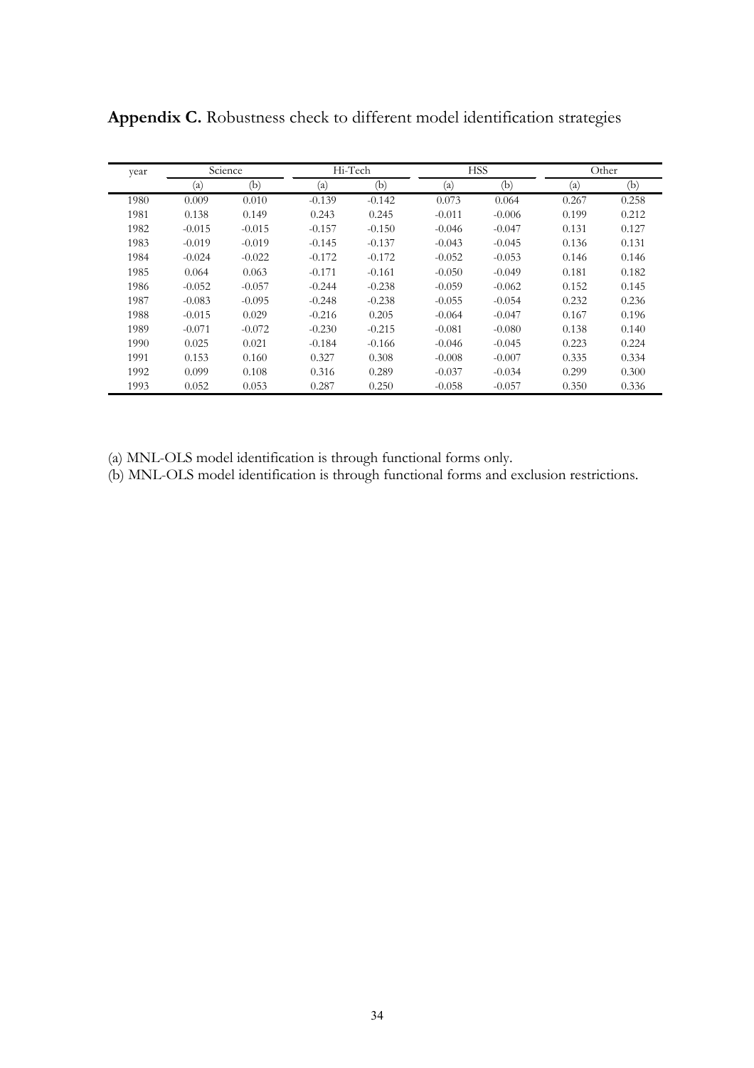**Appendix C.** Robustness check to different model identification strategies

| year | Science | | Hi-Tech | | HSS | | Other | |
|---|---|---|---|---|---|---|---|---|
| | (a) | (b) | (a) | (b) | (a) | (b) | (a) | (b) |
| 1980 | 0.009 | 0.010 | -0.139 | -0.142 | 0.073 | 0.064 | 0.267 | 0.258 |
| 1981 | 0.138 | 0.149 | 0.243 | 0.245 | -0.011 | -0.006 | 0.199 | 0.212 |
| 1982 | -0.015 | -0.015 | -0.157 | -0.150 | -0.046 | -0.047 | 0.131 | 0.127 |
| 1983 | -0.019 | -0.019 | -0.145 | -0.137 | -0.043 | -0.045 | 0.136 | 0.131 |
| 1984 | -0.024 | -0.022 | -0.172 | -0.172 | -0.052 | -0.053 | 0.146 | 0.146 |
| 1985 | 0.064 | 0.063 | -0.171 | -0.161 | -0.050 | -0.049 | 0.181 | 0.182 |
| 1986 | -0.052 | -0.057 | -0.244 | -0.238 | -0.059 | -0.062 | 0.152 | 0.145 |
| 1987 | -0.083 | -0.095 | -0.248 | -0.238 | -0.055 | -0.054 | 0.232 | 0.236 |
| 1988 | -0.015 | 0.029 | -0.216 | 0.205 | -0.064 | -0.047 | 0.167 | 0.196 |
| 1989 | -0.071 | -0.072 | -0.230 | -0.215 | -0.081 | -0.080 | 0.138 | 0.140 |
| 1990 | 0.025 | 0.021 | -0.184 | -0.166 | -0.046 | -0.045 | 0.223 | 0.224 |
| 1991 | 0.153 | 0.160 | 0.327 | 0.308 | -0.008 | -0.007 | 0.335 | 0.334 |
| 1992 | 0.099 | 0.108 | 0.316 | 0.289 | -0.037 | -0.034 | 0.299 | 0.300 |
| 1993 | 0.052 | 0.053 | 0.287 | 0.250 | -0.058 | -0.057 | 0.350 | 0.336 |

(a) MNL-OLS model identification is through functional forms only.

(b) MNL-OLS model identification is through functional forms and exclusion restrictions.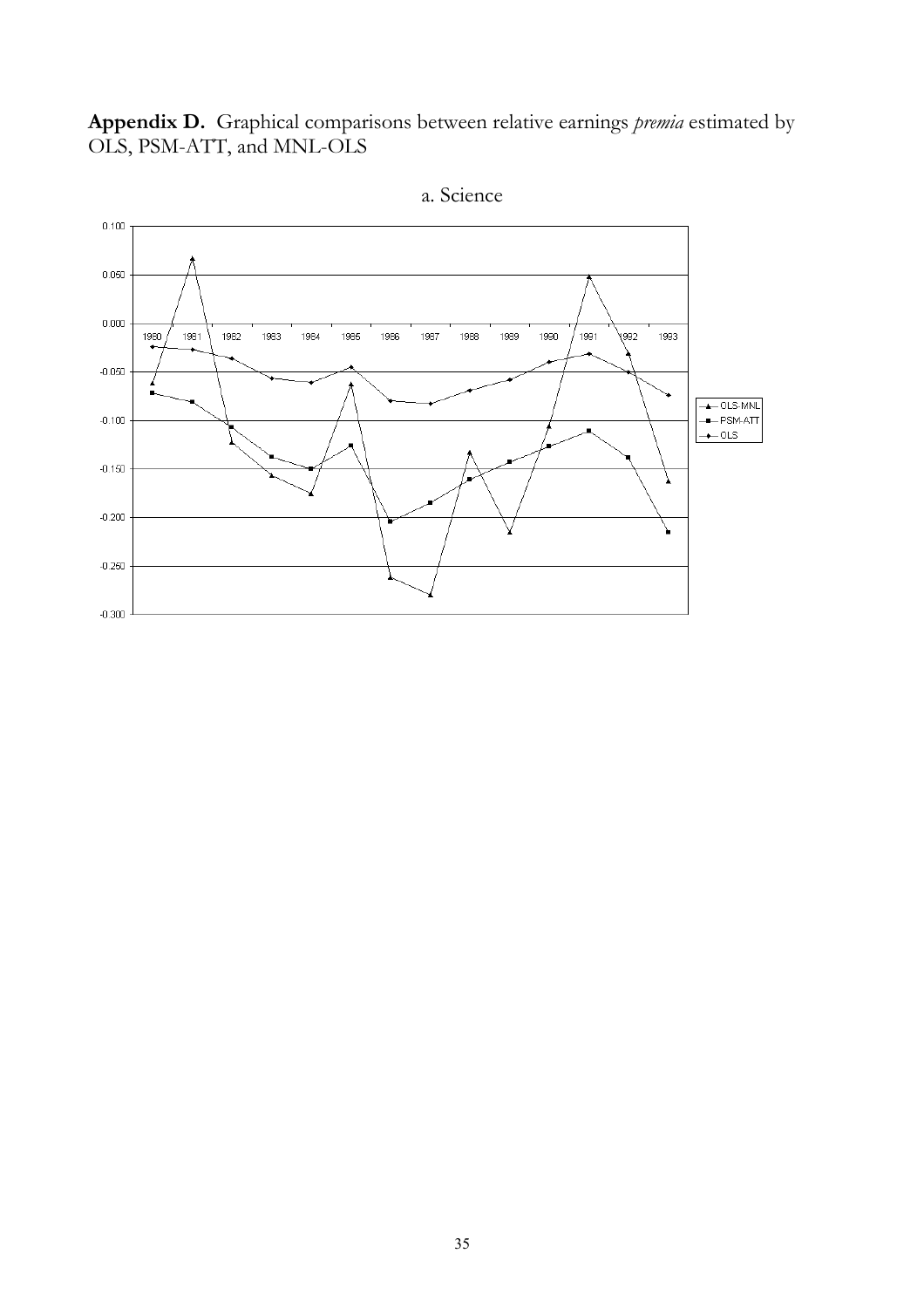**Appendix D.** Graphical comparisons between relative earnings *premia* estimated by OLS, PSM-ATT, and MNL-OLS

a. Science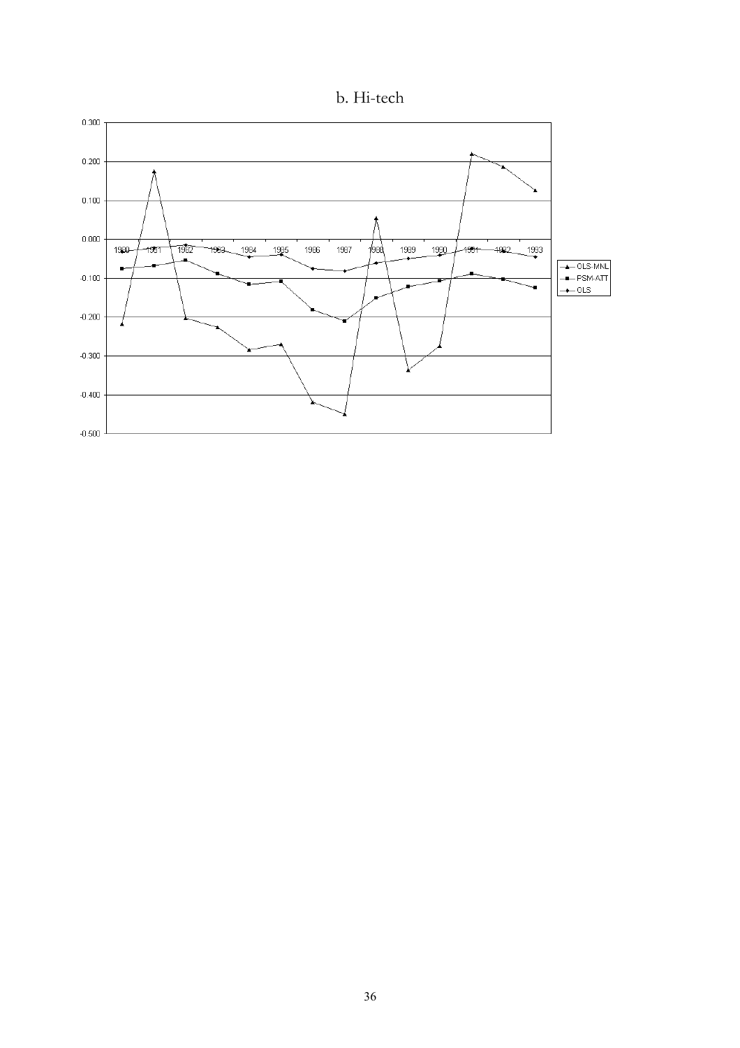b. Hi-tech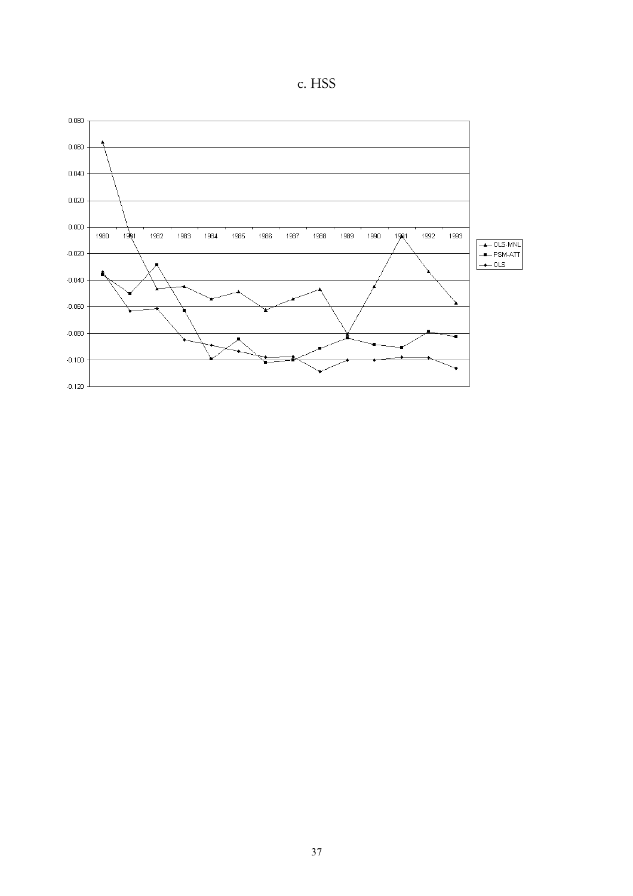c. HSS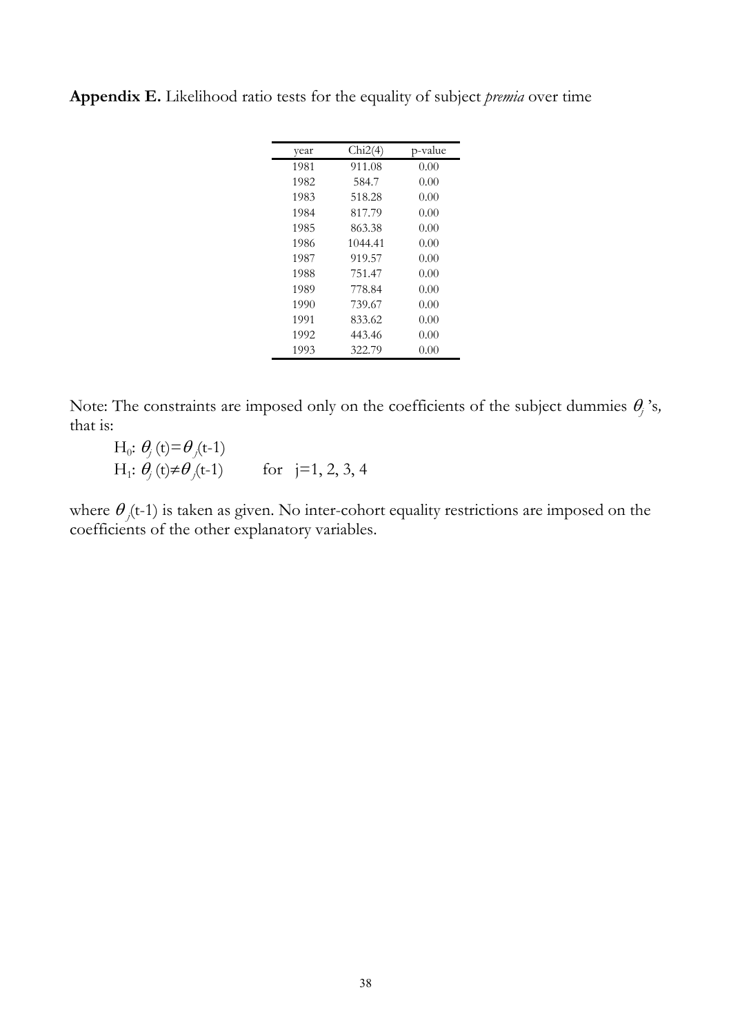**Appendix E.** Likelihood ratio tests for the equality of subject *premia* over time

| year | Chi2(4) | p-value |
|---|---|---|
| 1981 | 911.08 | 0.00 |
| 1982 | 584.7 | 0.00 |
| 1983 | 518.28 | 0.00 |
| 1984 | 817.79 | 0.00 |
| 1985 | 863.38 | 0.00 |
| 1986 | 1044.41 | 0.00 |
| 1987 | 919.57 | 0.00 |
| 1988 | 751.47 | 0.00 |
| 1989 | 778.84 | 0.00 |
| 1990 | 739.67 | 0.00 |
| 1991 | 833.62 | 0.00 |
| 1992 | 443.46 | 0.00 |
| 1993 | 322.79 | 0.00 |

Note: The constraints are imposed only on the coefficients of the subject dummies $\theta_j$'s, that is:

$H_0$: $\theta_j(t)=\theta_j(t-1)$

$H_1$: $\theta_j(t)\neq\theta_j(t-1)$   for  $j=1, 2, 3, 4$

where $\theta_j(t-1)$ is taken as given. No inter-cohort equality restrictions are imposed on the coefficients of the other explanatory variables.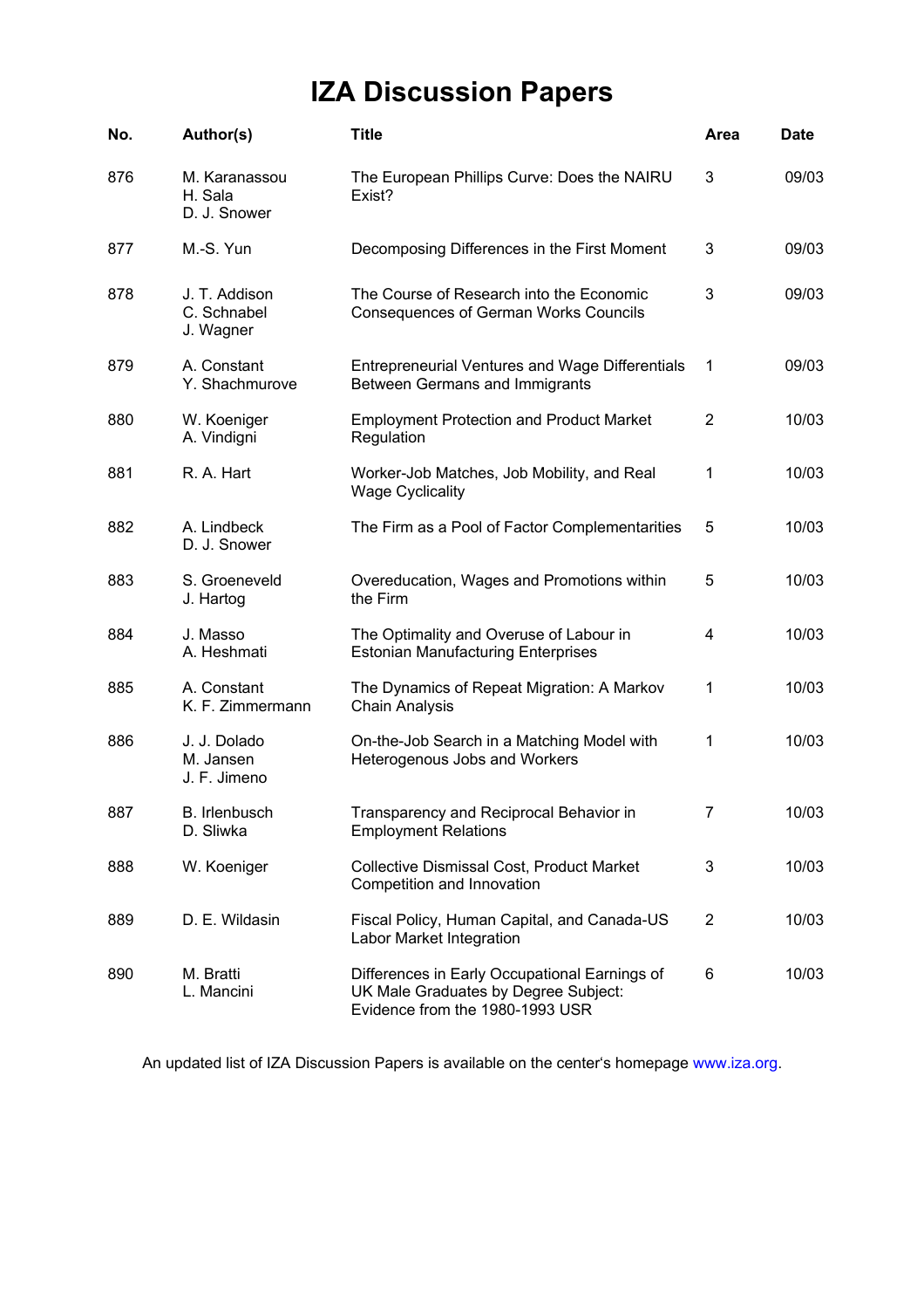# IZA Discussion Papers

| No. | Author(s) | Title | Area | Date |
|---|---|---|---|---|
| 876 | M. Karanassou<br>H. Sala<br>D. J. Snower | The European Phillips Curve: Does the NAIRU Exist? | 3 | 09/03 |
| 877 | M.-S. Yun | Decomposing Differences in the First Moment | 3 | 09/03 |
| 878 | J. T. Addison<br>C. Schnabel<br>J. Wagner | The Course of Research into the Economic Consequences of German Works Councils | 3 | 09/03 |
| 879 | A. Constant<br>Y. Shachmurove | Entrepreneurial Ventures and Wage Differentials Between Germans and Immigrants | 1 | 09/03 |
| 880 | W. Koeniger<br>A. Vindigni | Employment Protection and Product Market Regulation | 2 | 10/03 |
| 881 | R. A. Hart | Worker-Job Matches, Job Mobility, and Real Wage Cyclicality | 1 | 10/03 |
| 882 | A. Lindbeck<br>D. J. Snower | The Firm as a Pool of Factor Complementarities | 5 | 10/03 |
| 883 | S. Groeneveld<br>J. Hartog | Overeducation, Wages and Promotions within the Firm | 5 | 10/03 |
| 884 | J. Masso<br>A. Heshmati | The Optimality and Overuse of Labour in Estonian Manufacturing Enterprises | 4 | 10/03 |
| 885 | A. Constant<br>K. F. Zimmermann | The Dynamics of Repeat Migration: A Markov Chain Analysis | 1 | 10/03 |
| 886 | J. J. Dolado<br>M. Jansen<br>J. F. Jimeno | On-the-Job Search in a Matching Model with Heterogenous Jobs and Workers | 1 | 10/03 |
| 887 | B. Irlenbusch<br>D. Sliwka | Transparency and Reciprocal Behavior in Employment Relations | 7 | 10/03 |
| 888 | W. Koeniger | Collective Dismissal Cost, Product Market Competition and Innovation | 3 | 10/03 |
| 889 | D. E. Wildasin | Fiscal Policy, Human Capital, and Canada-US Labor Market Integration | 2 | 10/03 |
| 890 | M. Bratti<br>L. Mancini | Differences in Early Occupational Earnings of UK Male Graduates by Degree Subject: Evidence from the 1980-1993 USR | 6 | 10/03 |

An updated list of IZA Discussion Papers is available on the center's homepage www.iza.org.